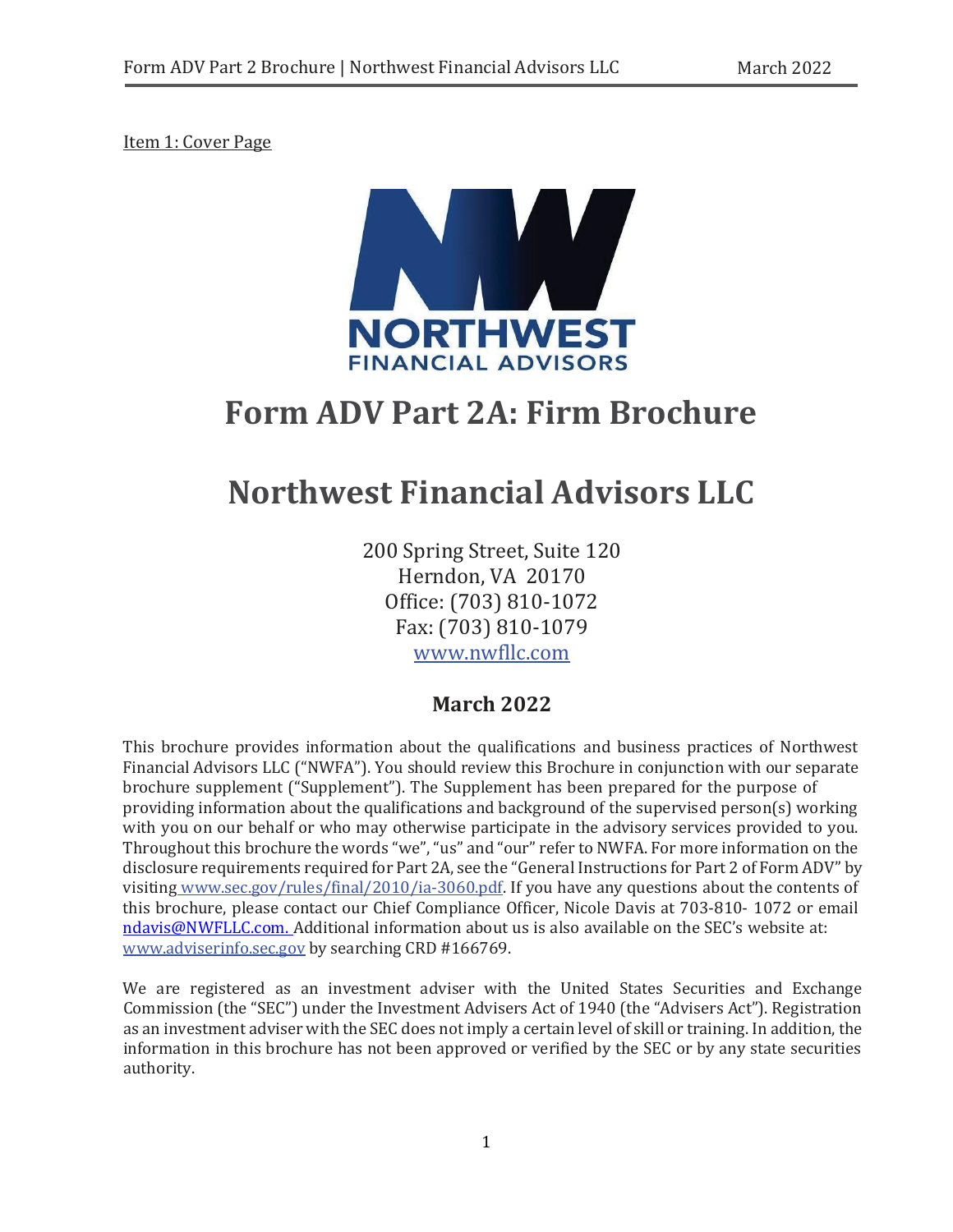Item 1: Cover Page

# Form ADV Part 2A: Firm Brochure

# Northwest Financial Advisors LLC

200 Spring Street, Suite 120
Herndon, VA 20170
Office: (703) 810-1072
Fax: (703) 810-1079
www.nwfllc.com

## March 2022

This brochure provides information about the qualifications and business practices of Northwest Financial Advisors LLC ("NWFA"). You should review this Brochure in conjunction with our separate brochure supplement ("Supplement"). The Supplement has been prepared for the purpose of providing information about the qualifications and background of the supervised person(s) working with you on our behalf or who may otherwise participate in the advisory services provided to you. Throughout this brochure the words "we", "us" and "our" refer to NWFA. For more information on the disclosure requirements required for Part 2A, see the "General Instructions for Part 2 of Form ADV" by visiting www.sec.gov/rules/final/2010/ia-3060.pdf. If you have any questions about the contents of this brochure, please contact our Chief Compliance Officer, Nicole Davis at 703-810- 1072 or email ndavis@NWFLLC.com. Additional information about us is also available on the SEC's website at: www.adviserinfo.sec.gov by searching CRD #166769.

We are registered as an investment adviser with the United States Securities and Exchange Commission (the "SEC") under the Investment Advisers Act of 1940 (the "Advisers Act"). Registration as an investment adviser with the SEC does not imply a certain level of skill or training. In addition, the information in this brochure has not been approved or verified by the SEC or by any state securities authority.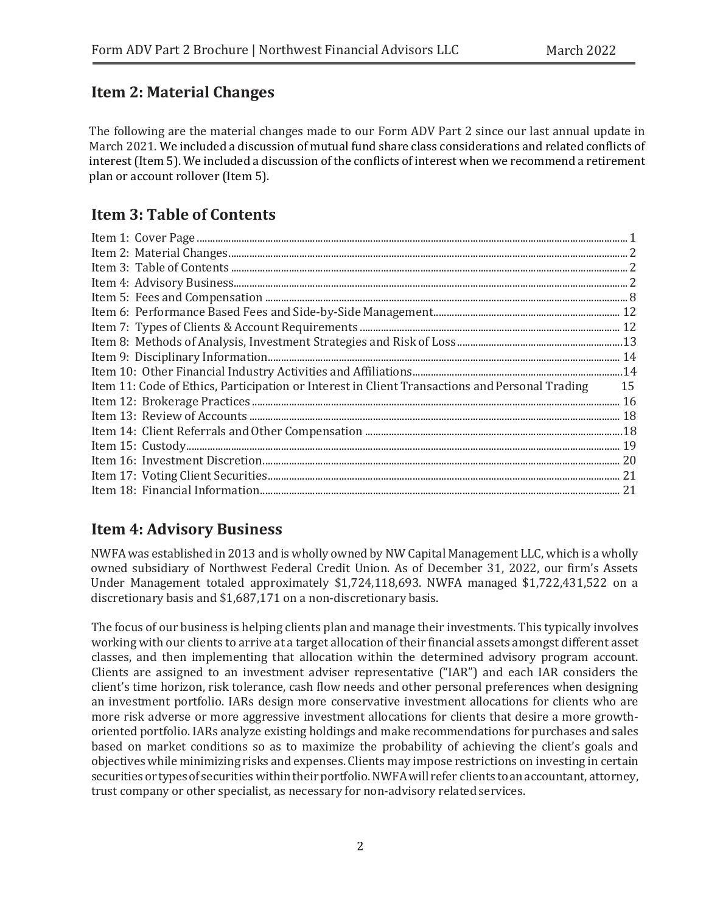## Item 2: Material Changes

The following are the material changes made to our Form ADV Part 2 since our last annual update in March 2021. We included a discussion of mutual fund share class considerations and related conflicts of interest (Item 5). We included a discussion of the conflicts of interest when we recommend a retirement plan or account rollover (Item 5).

## Item 3: Table of Contents

| Item | Page |
|---|---|
| Item 1: Cover Page | 1 |
| Item 2: Material Changes | 2 |
| Item 3: Table of Contents | 2 |
| Item 4: Advisory Business | 2 |
| Item 5: Fees and Compensation | 8 |
| Item 6: Performance Based Fees and Side-by-Side Management | 12 |
| Item 7: Types of Clients & Account Requirements | 12 |
| Item 8: Methods of Analysis, Investment Strategies and Risk of Loss | 13 |
| Item 9: Disciplinary Information | 14 |
| Item 10: Other Financial Industry Activities and Affiliations | 14 |
| Item 11: Code of Ethics, Participation or Interest in Client Transactions and Personal Trading | 15 |
| Item 12: Brokerage Practices | 16 |
| Item 13: Review of Accounts | 18 |
| Item 14: Client Referrals and Other Compensation | 18 |
| Item 15: Custody | 19 |
| Item 16: Investment Discretion | 20 |
| Item 17: Voting Client Securities | 21 |
| Item 18: Financial Information | 21 |

## Item 4: Advisory Business

NWFA was established in 2013 and is wholly owned by NW Capital Management LLC, which is a wholly owned subsidiary of Northwest Federal Credit Union. As of December 31, 2022, our firm's Assets Under Management totaled approximately $1,724,118,693. NWFA managed $1,722,431,522 on a discretionary basis and $1,687,171 on a non-discretionary basis.

The focus of our business is helping clients plan and manage their investments. This typically involves working with our clients to arrive at a target allocation of their financial assets amongst different asset classes, and then implementing that allocation within the determined advisory program account. Clients are assigned to an investment adviser representative ("IAR") and each IAR considers the client's time horizon, risk tolerance, cash flow needs and other personal preferences when designing an investment portfolio. IARs design more conservative investment allocations for clients who are more risk adverse or more aggressive investment allocations for clients that desire a more growth-oriented portfolio. IARs analyze existing holdings and make recommendations for purchases and sales based on market conditions so as to maximize the probability of achieving the client's goals and objectives while minimizing risks and expenses. Clients may impose restrictions on investing in certain securities or types of securities within their portfolio. NWFA will refer clients to an accountant, attorney, trust company or other specialist, as necessary for non-advisory related services.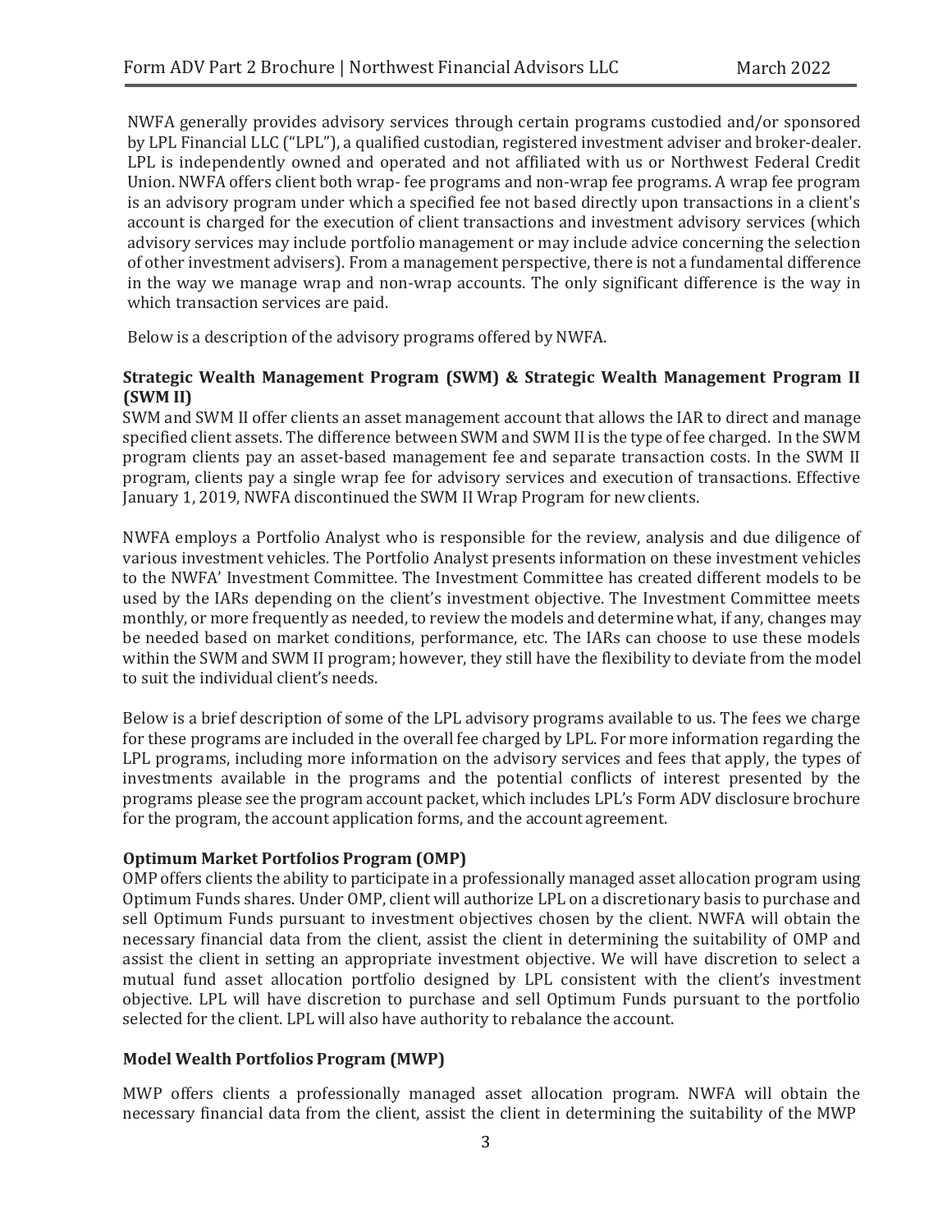NWFA generally provides advisory services through certain programs custodied and/or sponsored by LPL Financial LLC ("LPL"), a qualified custodian, registered investment adviser and broker-dealer. LPL is independently owned and operated and not affiliated with us or Northwest Federal Credit Union. NWFA offers client both wrap- fee programs and non-wrap fee programs. A wrap fee program is an advisory program under which a specified fee not based directly upon transactions in a client's account is charged for the execution of client transactions and investment advisory services (which advisory services may include portfolio management or may include advice concerning the selection of other investment advisers). From a management perspective, there is not a fundamental difference in the way we manage wrap and non-wrap accounts. The only significant difference is the way in which transaction services are paid.

Below is a description of the advisory programs offered by NWFA.

**Strategic Wealth Management Program (SWM) & Strategic Wealth Management Program II (SWM II)**

SWM and SWM II offer clients an asset management account that allows the IAR to direct and manage specified client assets. The difference between SWM and SWM II is the type of fee charged. In the SWM program clients pay an asset-based management fee and separate transaction costs. In the SWM II program, clients pay a single wrap fee for advisory services and execution of transactions. Effective January 1, 2019, NWFA discontinued the SWM II Wrap Program for new clients.

NWFA employs a Portfolio Analyst who is responsible for the review, analysis and due diligence of various investment vehicles. The Portfolio Analyst presents information on these investment vehicles to the NWFA' Investment Committee. The Investment Committee has created different models to be used by the IARs depending on the client's investment objective. The Investment Committee meets monthly, or more frequently as needed, to review the models and determine what, if any, changes may be needed based on market conditions, performance, etc. The IARs can choose to use these models within the SWM and SWM II program; however, they still have the flexibility to deviate from the model to suit the individual client's needs.

Below is a brief description of some of the LPL advisory programs available to us. The fees we charge for these programs are included in the overall fee charged by LPL. For more information regarding the LPL programs, including more information on the advisory services and fees that apply, the types of investments available in the programs and the potential conflicts of interest presented by the programs please see the program account packet, which includes LPL's Form ADV disclosure brochure for the program, the account application forms, and the account agreement.

**Optimum Market Portfolios Program (OMP)**

OMP offers clients the ability to participate in a professionally managed asset allocation program using Optimum Funds shares. Under OMP, client will authorize LPL on a discretionary basis to purchase and sell Optimum Funds pursuant to investment objectives chosen by the client. NWFA will obtain the necessary financial data from the client, assist the client in determining the suitability of OMP and assist the client in setting an appropriate investment objective. We will have discretion to select a mutual fund asset allocation portfolio designed by LPL consistent with the client's investment objective. LPL will have discretion to purchase and sell Optimum Funds pursuant to the portfolio selected for the client. LPL will also have authority to rebalance the account.

**Model Wealth Portfolios Program (MWP)**

MWP offers clients a professionally managed asset allocation program. NWFA will obtain the necessary financial data from the client, assist the client in determining the suitability of the MWP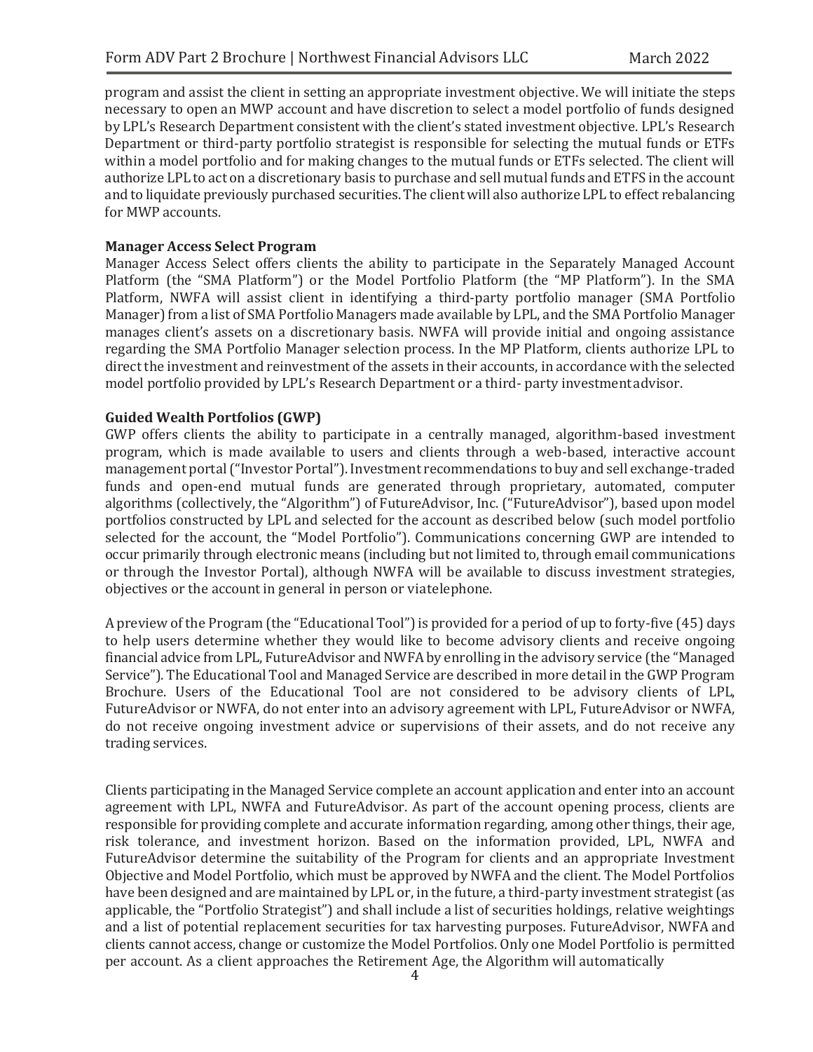program and assist the client in setting an appropriate investment objective. We will initiate the steps necessary to open an MWP account and have discretion to select a model portfolio of funds designed by LPL's Research Department consistent with the client's stated investment objective. LPL's Research Department or third-party portfolio strategist is responsible for selecting the mutual funds or ETFs within a model portfolio and for making changes to the mutual funds or ETFs selected. The client will authorize LPL to act on a discretionary basis to purchase and sell mutual funds and ETFS in the account and to liquidate previously purchased securities. The client will also authorize LPL to effect rebalancing for MWP accounts.

**Manager Access Select Program**

Manager Access Select offers clients the ability to participate in the Separately Managed Account Platform (the "SMA Platform") or the Model Portfolio Platform (the "MP Platform"). In the SMA Platform, NWFA will assist client in identifying a third-party portfolio manager (SMA Portfolio Manager) from a list of SMA Portfolio Managers made available by LPL, and the SMA Portfolio Manager manages client's assets on a discretionary basis. NWFA will provide initial and ongoing assistance regarding the SMA Portfolio Manager selection process. In the MP Platform, clients authorize LPL to direct the investment and reinvestment of the assets in their accounts, in accordance with the selected model portfolio provided by LPL's Research Department or a third- party investment advisor.

**Guided Wealth Portfolios (GWP)**

GWP offers clients the ability to participate in a centrally managed, algorithm-based investment program, which is made available to users and clients through a web-based, interactive account management portal ("Investor Portal"). Investment recommendations to buy and sell exchange-traded funds and open-end mutual funds are generated through proprietary, automated, computer algorithms (collectively, the "Algorithm") of FutureAdvisor, Inc. ("FutureAdvisor"), based upon model portfolios constructed by LPL and selected for the account as described below (such model portfolio selected for the account, the "Model Portfolio"). Communications concerning GWP are intended to occur primarily through electronic means (including but not limited to, through email communications or through the Investor Portal), although NWFA will be available to discuss investment strategies, objectives or the account in general in person or viatelephone.

A preview of the Program (the "Educational Tool") is provided for a period of up to forty-five (45) days to help users determine whether they would like to become advisory clients and receive ongoing financial advice from LPL, FutureAdvisor and NWFA by enrolling in the advisory service (the "Managed Service"). The Educational Tool and Managed Service are described in more detail in the GWP Program Brochure. Users of the Educational Tool are not considered to be advisory clients of LPL, FutureAdvisor or NWFA, do not enter into an advisory agreement with LPL, FutureAdvisor or NWFA, do not receive ongoing investment advice or supervisions of their assets, and do not receive any trading services.

Clients participating in the Managed Service complete an account application and enter into an account agreement with LPL, NWFA and FutureAdvisor. As part of the account opening process, clients are responsible for providing complete and accurate information regarding, among other things, their age, risk tolerance, and investment horizon. Based on the information provided, LPL, NWFA and FutureAdvisor determine the suitability of the Program for clients and an appropriate Investment Objective and Model Portfolio, which must be approved by NWFA and the client. The Model Portfolios have been designed and are maintained by LPL or, in the future, a third-party investment strategist (as applicable, the "Portfolio Strategist") and shall include a list of securities holdings, relative weightings and a list of potential replacement securities for tax harvesting purposes. FutureAdvisor, NWFA and clients cannot access, change or customize the Model Portfolios. Only one Model Portfolio is permitted per account. As a client approaches the Retirement Age, the Algorithm will automatically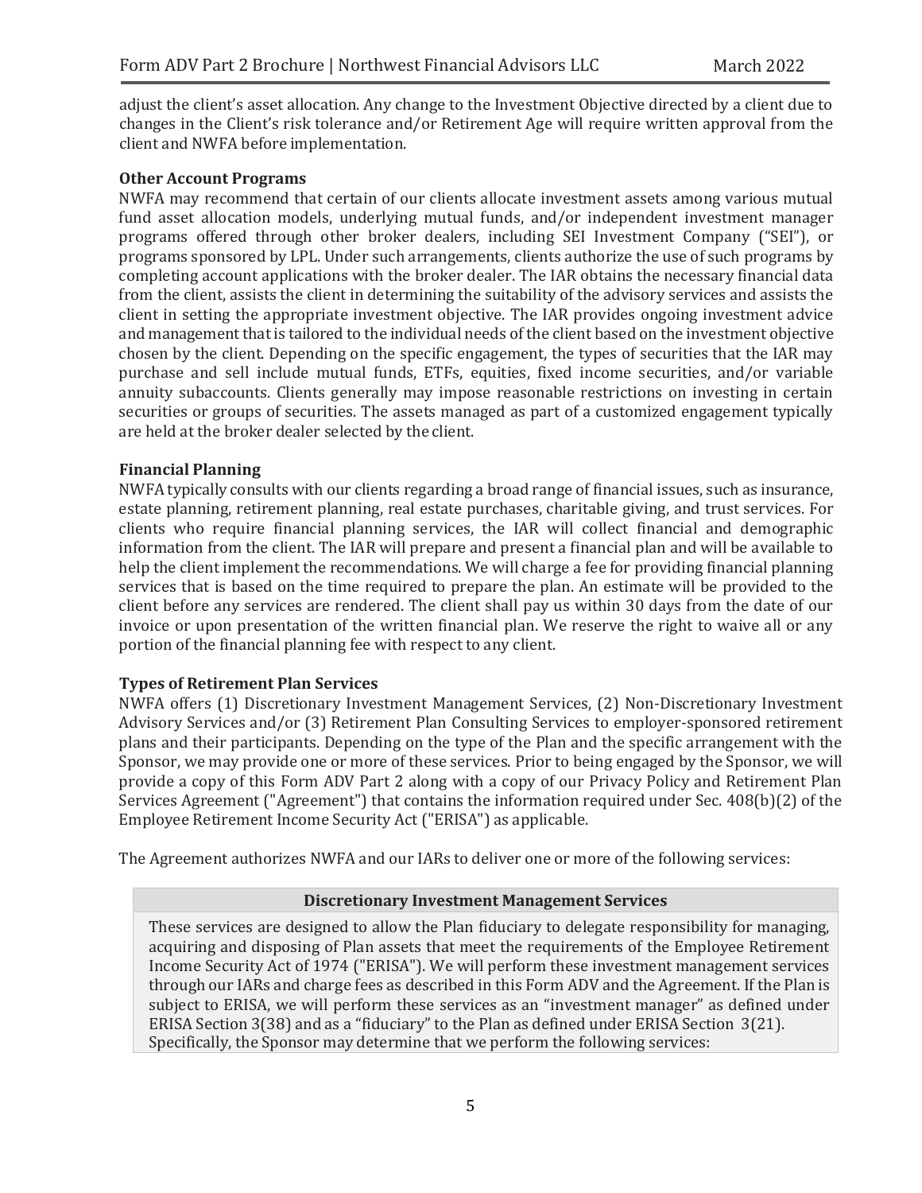adjust the client's asset allocation. Any change to the Investment Objective directed by a client due to changes in the Client's risk tolerance and/or Retirement Age will require written approval from the client and NWFA before implementation.

**Other Account Programs**

NWFA may recommend that certain of our clients allocate investment assets among various mutual fund asset allocation models, underlying mutual funds, and/or independent investment manager programs offered through other broker dealers, including SEI Investment Company ("SEI"), or programs sponsored by LPL. Under such arrangements, clients authorize the use of such programs by completing account applications with the broker dealer. The IAR obtains the necessary financial data from the client, assists the client in determining the suitability of the advisory services and assists the client in setting the appropriate investment objective. The IAR provides ongoing investment advice and management that is tailored to the individual needs of the client based on the investment objective chosen by the client. Depending on the specific engagement, the types of securities that the IAR may purchase and sell include mutual funds, ETFs, equities, fixed income securities, and/or variable annuity subaccounts. Clients generally may impose reasonable restrictions on investing in certain securities or groups of securities. The assets managed as part of a customized engagement typically are held at the broker dealer selected by the client.

**Financial Planning**

NWFA typically consults with our clients regarding a broad range of financial issues, such as insurance, estate planning, retirement planning, real estate purchases, charitable giving, and trust services. For clients who require financial planning services, the IAR will collect financial and demographic information from the client. The IAR will prepare and present a financial plan and will be available to help the client implement the recommendations. We will charge a fee for providing financial planning services that is based on the time required to prepare the plan. An estimate will be provided to the client before any services are rendered. The client shall pay us within 30 days from the date of our invoice or upon presentation of the written financial plan. We reserve the right to waive all or any portion of the financial planning fee with respect to any client.

**Types of Retirement Plan Services**

NWFA offers (1) Discretionary Investment Management Services, (2) Non-Discretionary Investment Advisory Services and/or (3) Retirement Plan Consulting Services to employer-sponsored retirement plans and their participants. Depending on the type of the Plan and the specific arrangement with the Sponsor, we may provide one or more of these services. Prior to being engaged by the Sponsor, we will provide a copy of this Form ADV Part 2 along with a copy of our Privacy Policy and Retirement Plan Services Agreement ("Agreement") that contains the information required under Sec. 408(b)(2) of the Employee Retirement Income Security Act ("ERISA") as applicable.

The Agreement authorizes NWFA and our IARs to deliver one or more of the following services:

| Discretionary Investment Management Services |
| --- |
| These services are designed to allow the Plan fiduciary to delegate responsibility for managing, acquiring and disposing of Plan assets that meet the requirements of the Employee Retirement Income Security Act of 1974 ("ERISA"). We will perform these investment management services through our IARs and charge fees as described in this Form ADV and the Agreement. If the Plan is subject to ERISA, we will perform these services as an "investment manager" as defined under ERISA Section 3(38) and as a "fiduciary" to the Plan as defined under ERISA Section 3(21). Specifically, the Sponsor may determine that we perform the following services: |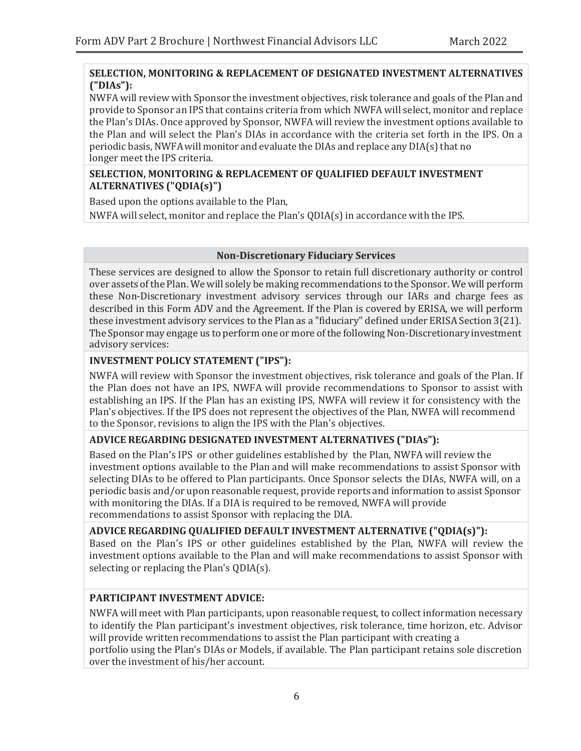**SELECTION, MONITORING & REPLACEMENT OF DESIGNATED INVESTMENT ALTERNATIVES ("DIAs"):**

NWFA will review with Sponsor the investment objectives, risk tolerance and goals of the Plan and provide to Sponsor an IPS that contains criteria from which NWFA will select, monitor and replace the Plan's DIAs. Once approved by Sponsor, NWFA will review the investment options available to the Plan and will select the Plan's DIAs in accordance with the criteria set forth in the IPS. On a periodic basis, NWFA will monitor and evaluate the DIAs and replace any DIA(s) that no longer meet the IPS criteria.

**SELECTION, MONITORING & REPLACEMENT OF QUALIFIED DEFAULT INVESTMENT ALTERNATIVES ("QDIA(s)")**

Based upon the options available to the Plan,

NWFA will select, monitor and replace the Plan's QDIA(s) in accordance with the IPS.

### Non-Discretionary Fiduciary Services

These services are designed to allow the Sponsor to retain full discretionary authority or control over assets of the Plan. We will solely be making recommendations to the Sponsor. We will perform these Non-Discretionary investment advisory services through our IARs and charge fees as described in this Form ADV and the Agreement. If the Plan is covered by ERISA, we will perform these investment advisory services to the Plan as a "fiduciary" defined under ERISA Section 3(21). The Sponsor may engage us to perform one or more of the following Non-Discretionary investment advisory services:

**INVESTMENT POLICY STATEMENT ("IPS"):**

NWFA will review with Sponsor the investment objectives, risk tolerance and goals of the Plan. If the Plan does not have an IPS, NWFA will provide recommendations to Sponsor to assist with establishing an IPS. If the Plan has an existing IPS, NWFA will review it for consistency with the Plan's objectives. If the IPS does not represent the objectives of the Plan, NWFA will recommend to the Sponsor, revisions to align the IPS with the Plan's objectives.

**ADVICE REGARDING DESIGNATED INVESTMENT ALTERNATIVES ("DIAs"):**

Based on the Plan's IPS or other guidelines established by the Plan, NWFA will review the investment options available to the Plan and will make recommendations to assist Sponsor with selecting DIAs to be offered to Plan participants. Once Sponsor selects the DIAs, NWFA will, on a periodic basis and/or upon reasonable request, provide reports and information to assist Sponsor with monitoring the DIAs. If a DIA is required to be removed, NWFA will provide recommendations to assist Sponsor with replacing the DIA.

**ADVICE REGARDING QUALIFIED DEFAULT INVESTMENT ALTERNATIVE ("QDIA(s)"):**

Based on the Plan's IPS or other guidelines established by the Plan, NWFA will review the investment options available to the Plan and will make recommendations to assist Sponsor with selecting or replacing the Plan's QDIA(s).

**PARTICIPANT INVESTMENT ADVICE:**

NWFA will meet with Plan participants, upon reasonable request, to collect information necessary to identify the Plan participant's investment objectives, risk tolerance, time horizon, etc. Advisor will provide written recommendations to assist the Plan participant with creating a portfolio using the Plan's DIAs or Models, if available. The Plan participant retains sole discretion over the investment of his/her account.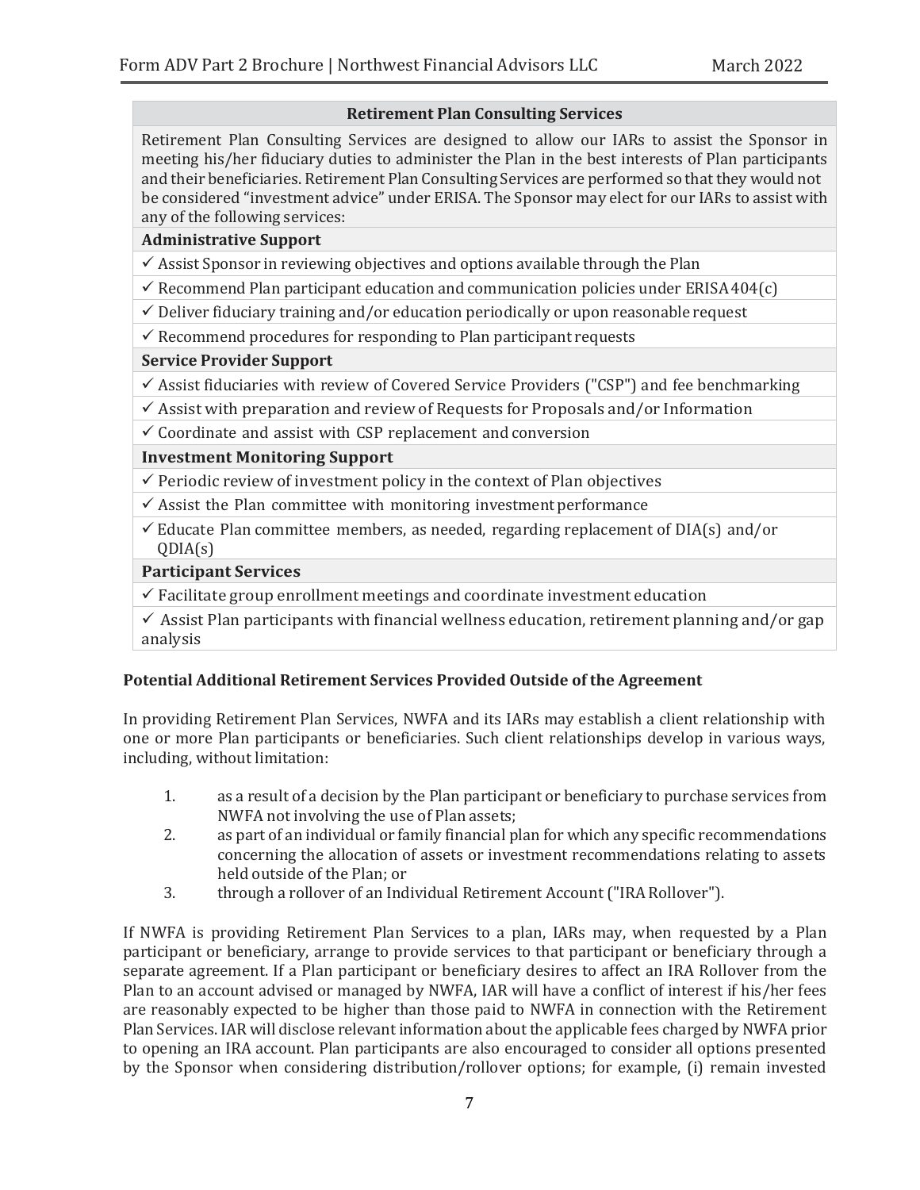| Retirement Plan Consulting Services |
| --- |
| Retirement Plan Consulting Services are designed to allow our IARs to assist the Sponsor in meeting his/her fiduciary duties to administer the Plan in the best interests of Plan participants and their beneficiaries. Retirement Plan Consulting Services are performed so that they would not be considered "investment advice" under ERISA. The Sponsor may elect for our IARs to assist with any of the following services: |
| **Administrative Support** |
| ✓ Assist Sponsor in reviewing objectives and options available through the Plan |
| ✓ Recommend Plan participant education and communication policies under ERISA 404(c) |
| ✓ Deliver fiduciary training and/or education periodically or upon reasonable request |
| ✓ Recommend procedures for responding to Plan participant requests |
| **Service Provider Support** |
| ✓ Assist fiduciaries with review of Covered Service Providers ("CSP") and fee benchmarking |
| ✓ Assist with preparation and review of Requests for Proposals and/or Information |
| ✓ Coordinate and assist with CSP replacement and conversion |
| **Investment Monitoring Support** |
| ✓ Periodic review of investment policy in the context of Plan objectives |
| ✓ Assist the Plan committee with monitoring investment performance |
| ✓ Educate Plan committee members, as needed, regarding replacement of DIA(s) and/or QDIA(s) |
| **Participant Services** |
| ✓ Facilitate group enrollment meetings and coordinate investment education |
| ✓ Assist Plan participants with financial wellness education, retirement planning and/or gap analysis |

**Potential Additional Retirement Services Provided Outside of the Agreement**

In providing Retirement Plan Services, NWFA and its IARs may establish a client relationship with one or more Plan participants or beneficiaries. Such client relationships develop in various ways, including, without limitation:

1. as a result of a decision by the Plan participant or beneficiary to purchase services from NWFA not involving the use of Plan assets;
2. as part of an individual or family financial plan for which any specific recommendations concerning the allocation of assets or investment recommendations relating to assets held outside of the Plan; or
3. through a rollover of an Individual Retirement Account ("IRA Rollover").

If NWFA is providing Retirement Plan Services to a plan, IARs may, when requested by a Plan participant or beneficiary, arrange to provide services to that participant or beneficiary through a separate agreement. If a Plan participant or beneficiary desires to affect an IRA Rollover from the Plan to an account advised or managed by NWFA, IAR will have a conflict of interest if his/her fees are reasonably expected to be higher than those paid to NWFA in connection with the Retirement Plan Services. IAR will disclose relevant information about the applicable fees charged by NWFA prior to opening an IRA account. Plan participants are also encouraged to consider all options presented by the Sponsor when considering distribution/rollover options; for example, (i) remain invested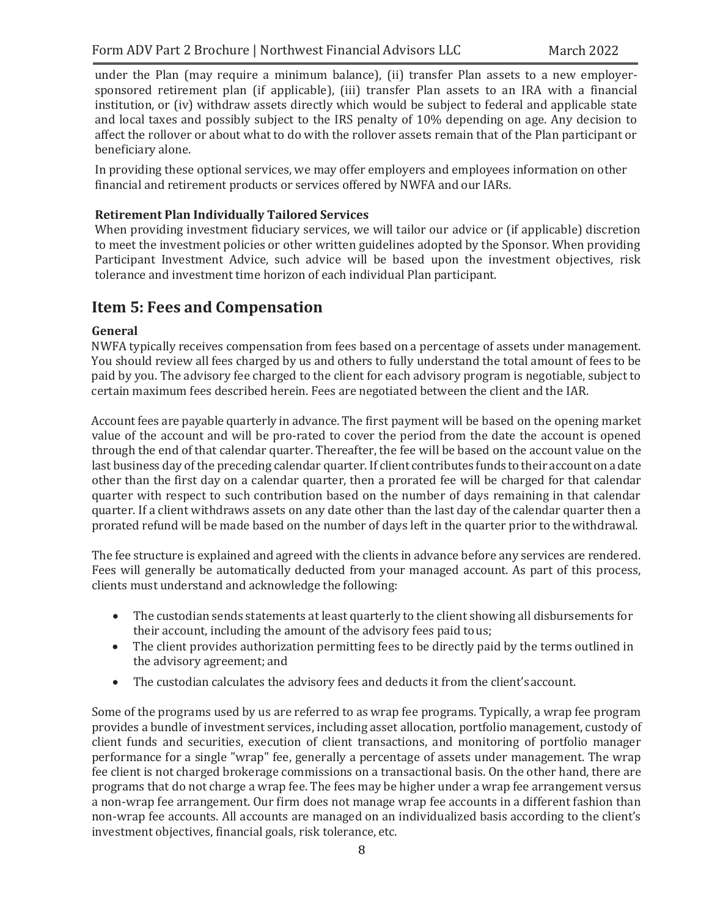under the Plan (may require a minimum balance), (ii) transfer Plan assets to a new employer-sponsored retirement plan (if applicable), (iii) transfer Plan assets to an IRA with a financial institution, or (iv) withdraw assets directly which would be subject to federal and applicable state and local taxes and possibly subject to the IRS penalty of 10% depending on age. Any decision to affect the rollover or about what to do with the rollover assets remain that of the Plan participant or beneficiary alone.

In providing these optional services, we may offer employers and employees information on other financial and retirement products or services offered by NWFA and our IARs.

**Retirement Plan Individually Tailored Services**

When providing investment fiduciary services, we will tailor our advice or (if applicable) discretion to meet the investment policies or other written guidelines adopted by the Sponsor. When providing Participant Investment Advice, such advice will be based upon the investment objectives, risk tolerance and investment time horizon of each individual Plan participant.

## Item 5: Fees and Compensation

**General**

NWFA typically receives compensation from fees based on a percentage of assets under management. You should review all fees charged by us and others to fully understand the total amount of fees to be paid by you. The advisory fee charged to the client for each advisory program is negotiable, subject to certain maximum fees described herein. Fees are negotiated between the client and the IAR.

Account fees are payable quarterly in advance. The first payment will be based on the opening market value of the account and will be pro-rated to cover the period from the date the account is opened through the end of that calendar quarter. Thereafter, the fee will be based on the account value on the last business day of the preceding calendar quarter. If client contributes funds to their account on a date other than the first day on a calendar quarter, then a prorated fee will be charged for that calendar quarter with respect to such contribution based on the number of days remaining in that calendar quarter. If a client withdraws assets on any date other than the last day of the calendar quarter then a prorated refund will be made based on the number of days left in the quarter prior to the withdrawal.

The fee structure is explained and agreed with the clients in advance before any services are rendered. Fees will generally be automatically deducted from your managed account. As part of this process, clients must understand and acknowledge the following:

- The custodian sends statements at least quarterly to the client showing all disbursements for their account, including the amount of the advisory fees paid to us;
- The client provides authorization permitting fees to be directly paid by the terms outlined in the advisory agreement; and
- The custodian calculates the advisory fees and deducts it from the client's account.

Some of the programs used by us are referred to as wrap fee programs. Typically, a wrap fee program provides a bundle of investment services, including asset allocation, portfolio management, custody of client funds and securities, execution of client transactions, and monitoring of portfolio manager performance for a single "wrap" fee, generally a percentage of assets under management. The wrap fee client is not charged brokerage commissions on a transactional basis. On the other hand, there are programs that do not charge a wrap fee. The fees may be higher under a wrap fee arrangement versus a non-wrap fee arrangement. Our firm does not manage wrap fee accounts in a different fashion than non-wrap fee accounts. All accounts are managed on an individualized basis according to the client's investment objectives, financial goals, risk tolerance, etc.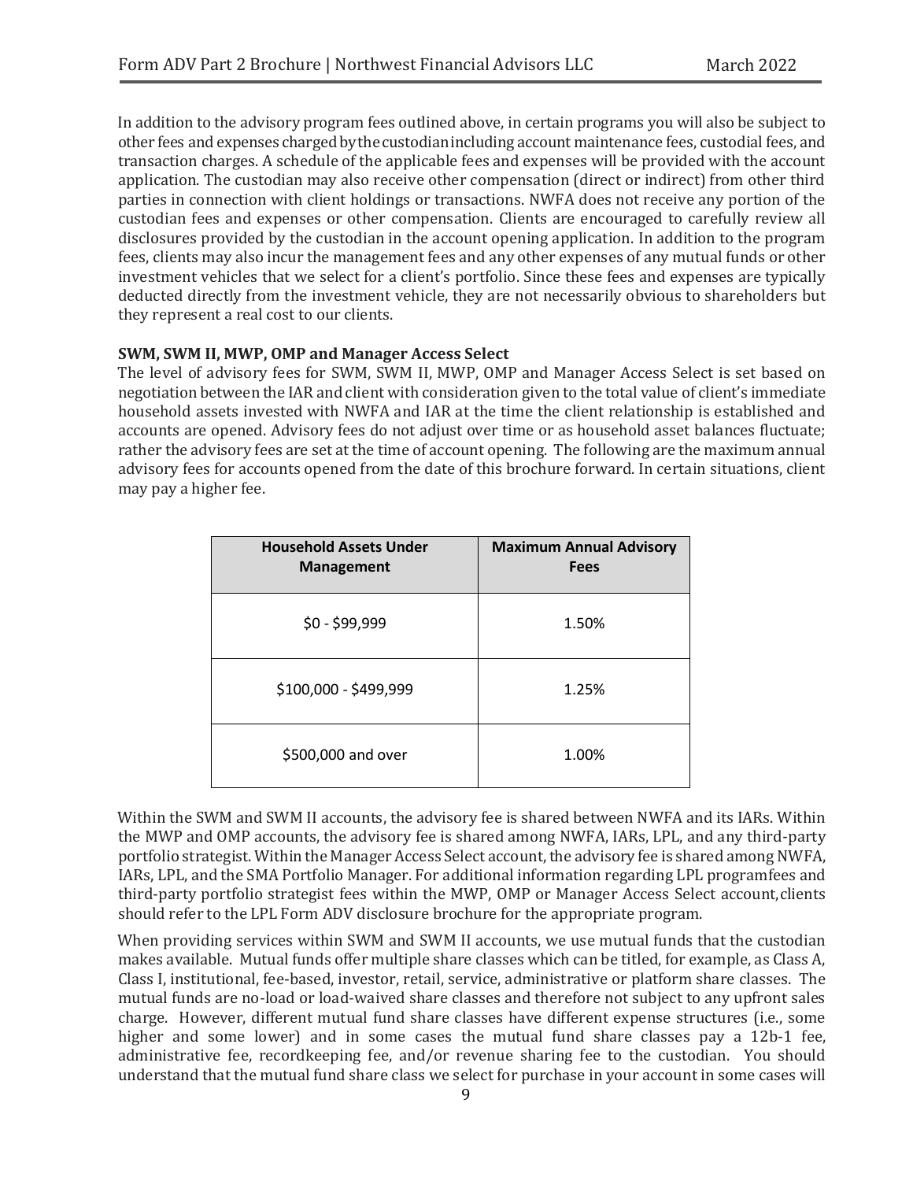In addition to the advisory program fees outlined above, in certain programs you will also be subject to other fees and expenses charged by the custodian including account maintenance fees, custodial fees, and transaction charges. A schedule of the applicable fees and expenses will be provided with the account application. The custodian may also receive other compensation (direct or indirect) from other third parties in connection with client holdings or transactions. NWFA does not receive any portion of the custodian fees and expenses or other compensation. Clients are encouraged to carefully review all disclosures provided by the custodian in the account opening application. In addition to the program fees, clients may also incur the management fees and any other expenses of any mutual funds or other investment vehicles that we select for a client's portfolio. Since these fees and expenses are typically deducted directly from the investment vehicle, they are not necessarily obvious to shareholders but they represent a real cost to our clients.

**SWM, SWM II, MWP, OMP and Manager Access Select**

The level of advisory fees for SWM, SWM II, MWP, OMP and Manager Access Select is set based on negotiation between the IAR and client with consideration given to the total value of client's immediate household assets invested with NWFA and IAR at the time the client relationship is established and accounts are opened. Advisory fees do not adjust over time or as household asset balances fluctuate; rather the advisory fees are set at the time of account opening. The following are the maximum annual advisory fees for accounts opened from the date of this brochure forward. In certain situations, client may pay a higher fee.

| Household Assets Under Management | Maximum Annual Advisory Fees |
|---|---|
| $0 - $99,999 | 1.50% |
| $100,000 - $499,999 | 1.25% |
| $500,000 and over | 1.00% |

Within the SWM and SWM II accounts, the advisory fee is shared between NWFA and its IARs. Within the MWP and OMP accounts, the advisory fee is shared among NWFA, IARs, LPL, and any third-party portfolio strategist. Within the Manager Access Select account, the advisory fee is shared among NWFA, IARs, LPL, and the SMA Portfolio Manager. For additional information regarding LPL programfees and third-party portfolio strategist fees within the MWP, OMP or Manager Access Select account,clients should refer to the LPL Form ADV disclosure brochure for the appropriate program.

When providing services within SWM and SWM II accounts, we use mutual funds that the custodian makes available. Mutual funds offer multiple share classes which can be titled, for example, as Class A, Class I, institutional, fee-based, investor, retail, service, administrative or platform share classes. The mutual funds are no-load or load-waived share classes and therefore not subject to any upfront sales charge. However, different mutual fund share classes have different expense structures (i.e., some higher and some lower) and in some cases the mutual fund share classes pay a 12b-1 fee, administrative fee, recordkeeping fee, and/or revenue sharing fee to the custodian. You should understand that the mutual fund share class we select for purchase in your account in some cases will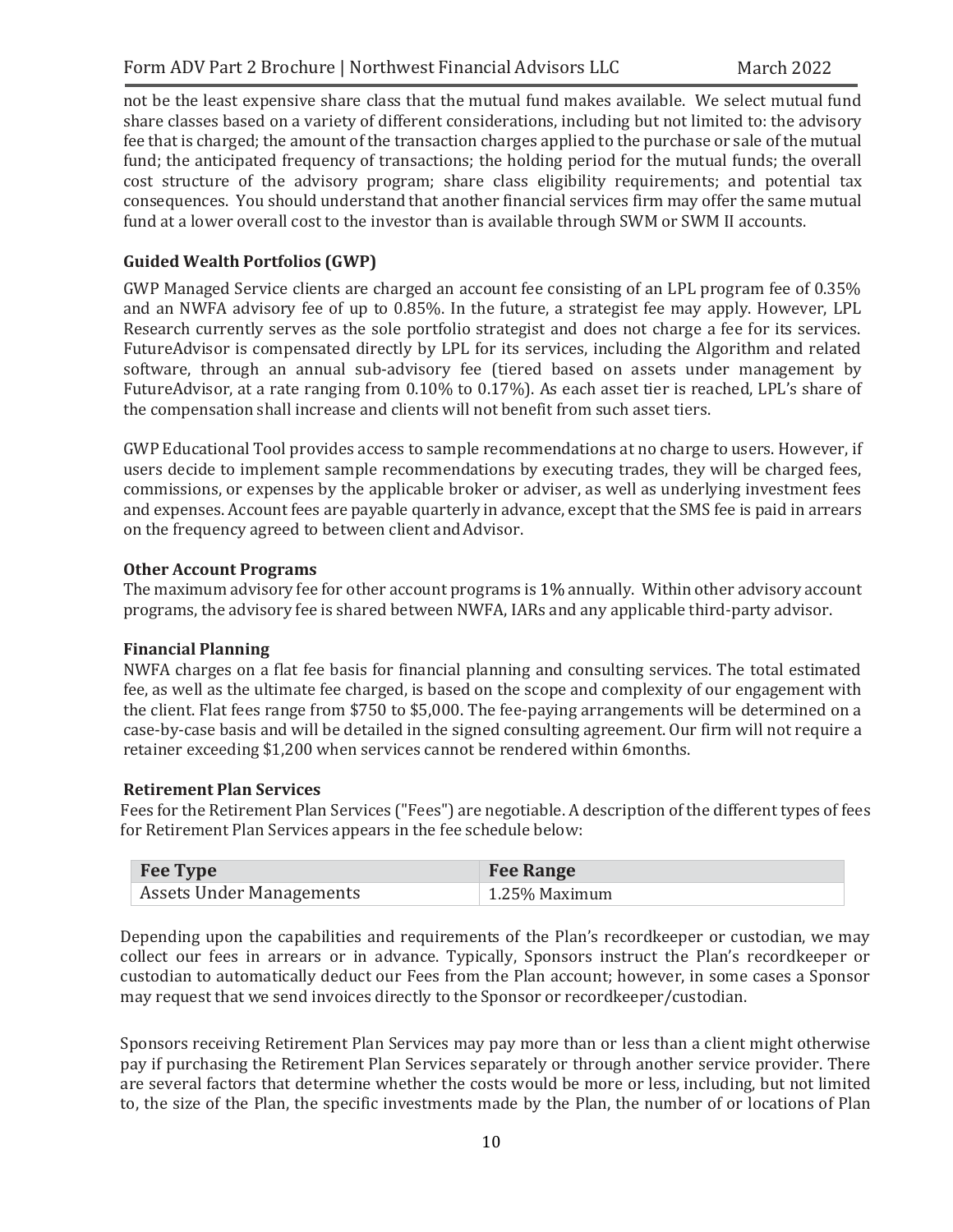not be the least expensive share class that the mutual fund makes available. We select mutual fund share classes based on a variety of different considerations, including but not limited to: the advisory fee that is charged; the amount of the transaction charges applied to the purchase or sale of the mutual fund; the anticipated frequency of transactions; the holding period for the mutual funds; the overall cost structure of the advisory program; share class eligibility requirements; and potential tax consequences. You should understand that another financial services firm may offer the same mutual fund at a lower overall cost to the investor than is available through SWM or SWM II accounts.

**Guided Wealth Portfolios (GWP)**

GWP Managed Service clients are charged an account fee consisting of an LPL program fee of 0.35% and an NWFA advisory fee of up to 0.85%. In the future, a strategist fee may apply. However, LPL Research currently serves as the sole portfolio strategist and does not charge a fee for its services. FutureAdvisor is compensated directly by LPL for its services, including the Algorithm and related software, through an annual sub-advisory fee (tiered based on assets under management by FutureAdvisor, at a rate ranging from 0.10% to 0.17%). As each asset tier is reached, LPL's share of the compensation shall increase and clients will not benefit from such asset tiers.

GWP Educational Tool provides access to sample recommendations at no charge to users. However, if users decide to implement sample recommendations by executing trades, they will be charged fees, commissions, or expenses by the applicable broker or adviser, as well as underlying investment fees and expenses. Account fees are payable quarterly in advance, except that the SMS fee is paid in arrears on the frequency agreed to between client and Advisor.

**Other Account Programs**

The maximum advisory fee for other account programs is 1% annually. Within other advisory account programs, the advisory fee is shared between NWFA, IARs and any applicable third-party advisor.

**Financial Planning**

NWFA charges on a flat fee basis for financial planning and consulting services. The total estimated fee, as well as the ultimate fee charged, is based on the scope and complexity of our engagement with the client. Flat fees range from $750 to $5,000. The fee-paying arrangements will be determined on a case-by-case basis and will be detailed in the signed consulting agreement. Our firm will not require a retainer exceeding $1,200 when services cannot be rendered within 6months.

**Retirement Plan Services**

Fees for the Retirement Plan Services ("Fees") are negotiable. A description of the different types of fees for Retirement Plan Services appears in the fee schedule below:

| Fee Type | Fee Range |
|---|---|
| Assets Under Managements | 1.25% Maximum |

Depending upon the capabilities and requirements of the Plan's recordkeeper or custodian, we may collect our fees in arrears or in advance. Typically, Sponsors instruct the Plan's recordkeeper or custodian to automatically deduct our Fees from the Plan account; however, in some cases a Sponsor may request that we send invoices directly to the Sponsor or recordkeeper/custodian.

Sponsors receiving Retirement Plan Services may pay more than or less than a client might otherwise pay if purchasing the Retirement Plan Services separately or through another service provider. There are several factors that determine whether the costs would be more or less, including, but not limited to, the size of the Plan, the specific investments made by the Plan, the number of or locations of Plan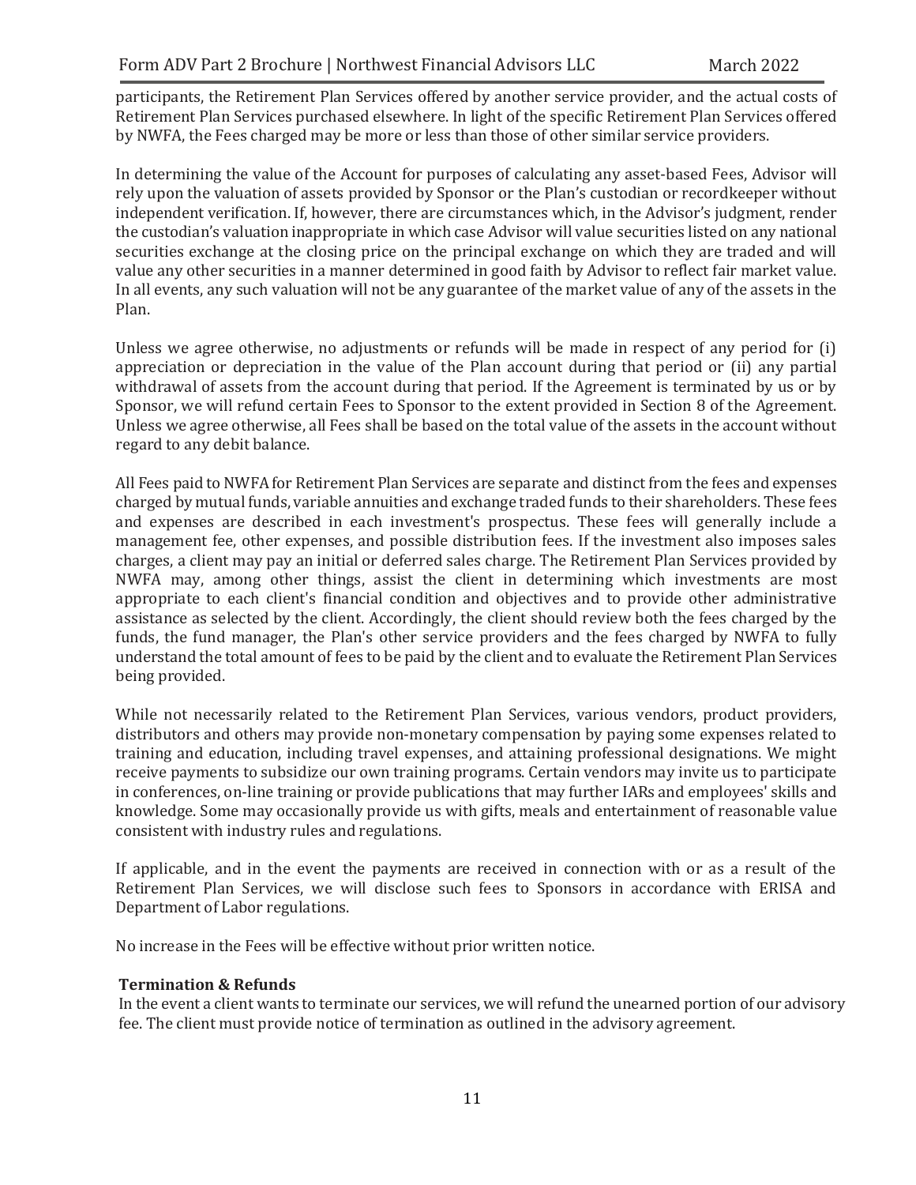participants, the Retirement Plan Services offered by another service provider, and the actual costs of Retirement Plan Services purchased elsewhere. In light of the specific Retirement Plan Services offered by NWFA, the Fees charged may be more or less than those of other similar service providers.

In determining the value of the Account for purposes of calculating any asset-based Fees, Advisor will rely upon the valuation of assets provided by Sponsor or the Plan's custodian or recordkeeper without independent verification. If, however, there are circumstances which, in the Advisor's judgment, render the custodian's valuation inappropriate in which case Advisor will value securities listed on any national securities exchange at the closing price on the principal exchange on which they are traded and will value any other securities in a manner determined in good faith by Advisor to reflect fair market value. In all events, any such valuation will not be any guarantee of the market value of any of the assets in the Plan.

Unless we agree otherwise, no adjustments or refunds will be made in respect of any period for (i) appreciation or depreciation in the value of the Plan account during that period or (ii) any partial withdrawal of assets from the account during that period. If the Agreement is terminated by us or by Sponsor, we will refund certain Fees to Sponsor to the extent provided in Section 8 of the Agreement. Unless we agree otherwise, all Fees shall be based on the total value of the assets in the account without regard to any debit balance.

All Fees paid to NWFA for Retirement Plan Services are separate and distinct from the fees and expenses charged by mutual funds, variable annuities and exchange traded funds to their shareholders. These fees and expenses are described in each investment's prospectus. These fees will generally include a management fee, other expenses, and possible distribution fees. If the investment also imposes sales charges, a client may pay an initial or deferred sales charge. The Retirement Plan Services provided by NWFA may, among other things, assist the client in determining which investments are most appropriate to each client's financial condition and objectives and to provide other administrative assistance as selected by the client. Accordingly, the client should review both the fees charged by the funds, the fund manager, the Plan's other service providers and the fees charged by NWFA to fully understand the total amount of fees to be paid by the client and to evaluate the Retirement Plan Services being provided.

While not necessarily related to the Retirement Plan Services, various vendors, product providers, distributors and others may provide non-monetary compensation by paying some expenses related to training and education, including travel expenses, and attaining professional designations. We might receive payments to subsidize our own training programs. Certain vendors may invite us to participate in conferences, on-line training or provide publications that may further IARs and employees' skills and knowledge. Some may occasionally provide us with gifts, meals and entertainment of reasonable value consistent with industry rules and regulations.

If applicable, and in the event the payments are received in connection with or as a result of the Retirement Plan Services, we will disclose such fees to Sponsors in accordance with ERISA and Department of Labor regulations.

No increase in the Fees will be effective without prior written notice.

**Termination & Refunds**

In the event a client wants to terminate our services, we will refund the unearned portion of our advisory fee. The client must provide notice of termination as outlined in the advisory agreement.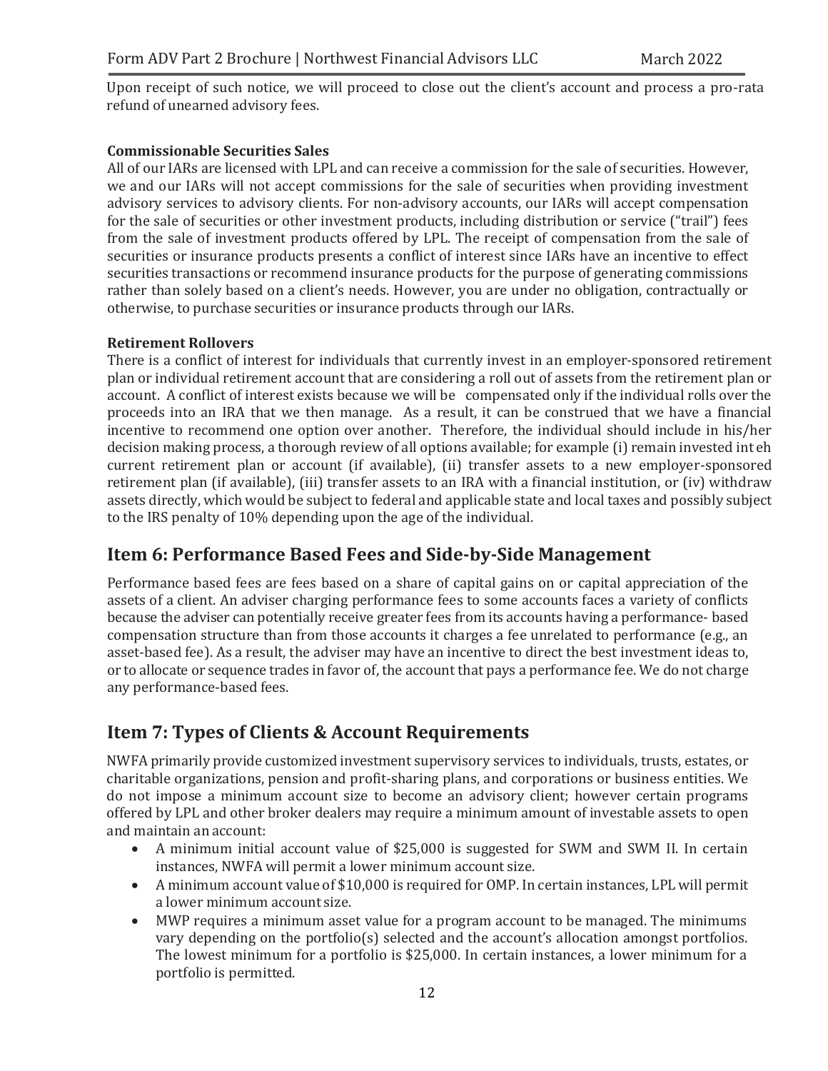Upon receipt of such notice, we will proceed to close out the client's account and process a pro-rata refund of unearned advisory fees.

**Commissionable Securities Sales**

All of our IARs are licensed with LPL and can receive a commission for the sale of securities. However, we and our IARs will not accept commissions for the sale of securities when providing investment advisory services to advisory clients. For non-advisory accounts, our IARs will accept compensation for the sale of securities or other investment products, including distribution or service ("trail") fees from the sale of investment products offered by LPL. The receipt of compensation from the sale of securities or insurance products presents a conflict of interest since IARs have an incentive to effect securities transactions or recommend insurance products for the purpose of generating commissions rather than solely based on a client's needs. However, you are under no obligation, contractually or otherwise, to purchase securities or insurance products through our IARs.

**Retirement Rollovers**

There is a conflict of interest for individuals that currently invest in an employer-sponsored retirement plan or individual retirement account that are considering a roll out of assets from the retirement plan or account. A conflict of interest exists because we will be compensated only if the individual rolls over the proceeds into an IRA that we then manage. As a result, it can be construed that we have a financial incentive to recommend one option over another. Therefore, the individual should include in his/her decision making process, a thorough review of all options available; for example (i) remain invested int eh current retirement plan or account (if available), (ii) transfer assets to a new employer-sponsored retirement plan (if available), (iii) transfer assets to an IRA with a financial institution, or (iv) withdraw assets directly, which would be subject to federal and applicable state and local taxes and possibly subject to the IRS penalty of 10% depending upon the age of the individual.

## Item 6: Performance Based Fees and Side-by-Side Management

Performance based fees are fees based on a share of capital gains on or capital appreciation of the assets of a client. An adviser charging performance fees to some accounts faces a variety of conflicts because the adviser can potentially receive greater fees from its accounts having a performance- based compensation structure than from those accounts it charges a fee unrelated to performance (e.g., an asset-based fee). As a result, the adviser may have an incentive to direct the best investment ideas to, or to allocate or sequence trades in favor of, the account that pays a performance fee. We do not charge any performance-based fees.

## Item 7: Types of Clients & Account Requirements

NWFA primarily provide customized investment supervisory services to individuals, trusts, estates, or charitable organizations, pension and profit-sharing plans, and corporations or business entities. We do not impose a minimum account size to become an advisory client; however certain programs offered by LPL and other broker dealers may require a minimum amount of investable assets to open and maintain an account:

- A minimum initial account value of $25,000 is suggested for SWM and SWM II. In certain instances, NWFA will permit a lower minimum account size.
- A minimum account value of $10,000 is required for OMP. In certain instances, LPL will permit a lower minimum account size.
- MWP requires a minimum asset value for a program account to be managed. The minimums vary depending on the portfolio(s) selected and the account's allocation amongst portfolios. The lowest minimum for a portfolio is $25,000. In certain instances, a lower minimum for a portfolio is permitted.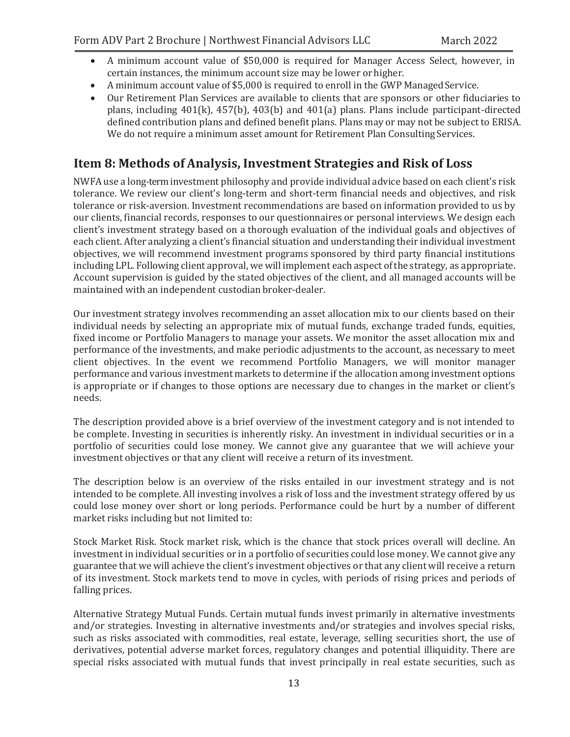- A minimum account value of $50,000 is required for Manager Access Select, however, in certain instances, the minimum account size may be lower or higher.
- A minimum account value of $5,000 is required to enroll in the GWP Managed Service.
- Our Retirement Plan Services are available to clients that are sponsors or other fiduciaries to plans, including 401(k), 457(b), 403(b) and 401(a) plans. Plans include participant-directed defined contribution plans and defined benefit plans. Plans may or may not be subject to ERISA. We do not require a minimum asset amount for Retirement Plan Consulting Services.

## Item 8: Methods of Analysis, Investment Strategies and Risk of Loss

NWFA use a long-term investment philosophy and provide individual advice based on each client's risk tolerance. We review our client's long-term and short-term financial needs and objectives, and risk tolerance or risk-aversion. Investment recommendations are based on information provided to us by our clients, financial records, responses to our questionnaires or personal interviews. We design each client's investment strategy based on a thorough evaluation of the individual goals and objectives of each client. After analyzing a client's financial situation and understanding their individual investment objectives, we will recommend investment programs sponsored by third party financial institutions including LPL. Following client approval, we will implement each aspect of the strategy, as appropriate. Account supervision is guided by the stated objectives of the client, and all managed accounts will be maintained with an independent custodian broker-dealer.

Our investment strategy involves recommending an asset allocation mix to our clients based on their individual needs by selecting an appropriate mix of mutual funds, exchange traded funds, equities, fixed income or Portfolio Managers to manage your assets. We monitor the asset allocation mix and performance of the investments, and make periodic adjustments to the account, as necessary to meet client objectives. In the event we recommend Portfolio Managers, we will monitor manager performance and various investment markets to determine if the allocation among investment options is appropriate or if changes to those options are necessary due to changes in the market or client's needs.

The description provided above is a brief overview of the investment category and is not intended to be complete. Investing in securities is inherently risky. An investment in individual securities or in a portfolio of securities could lose money. We cannot give any guarantee that we will achieve your investment objectives or that any client will receive a return of its investment.

The description below is an overview of the risks entailed in our investment strategy and is not intended to be complete. All investing involves a risk of loss and the investment strategy offered by us could lose money over short or long periods. Performance could be hurt by a number of different market risks including but not limited to:

Stock Market Risk. Stock market risk, which is the chance that stock prices overall will decline. An investment in individual securities or in a portfolio of securities could lose money. We cannot give any guarantee that we will achieve the client's investment objectives or that any client will receive a return of its investment. Stock markets tend to move in cycles, with periods of rising prices and periods of falling prices.

Alternative Strategy Mutual Funds. Certain mutual funds invest primarily in alternative investments and/or strategies. Investing in alternative investments and/or strategies and involves special risks, such as risks associated with commodities, real estate, leverage, selling securities short, the use of derivatives, potential adverse market forces, regulatory changes and potential illiquidity. There are special risks associated with mutual funds that invest principally in real estate securities, such as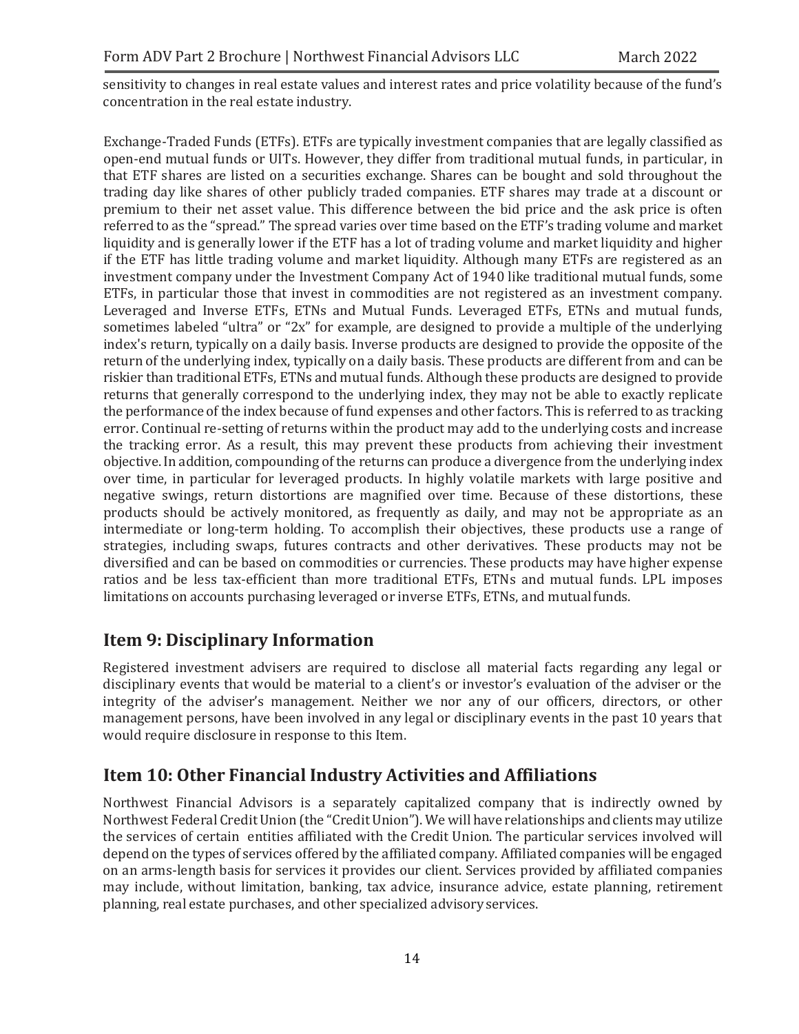sensitivity to changes in real estate values and interest rates and price volatility because of the fund's concentration in the real estate industry.

Exchange-Traded Funds (ETFs). ETFs are typically investment companies that are legally classified as open-end mutual funds or UITs. However, they differ from traditional mutual funds, in particular, in that ETF shares are listed on a securities exchange. Shares can be bought and sold throughout the trading day like shares of other publicly traded companies. ETF shares may trade at a discount or premium to their net asset value. This difference between the bid price and the ask price is often referred to as the "spread." The spread varies over time based on the ETF's trading volume and market liquidity and is generally lower if the ETF has a lot of trading volume and market liquidity and higher if the ETF has little trading volume and market liquidity. Although many ETFs are registered as an investment company under the Investment Company Act of 1940 like traditional mutual funds, some ETFs, in particular those that invest in commodities are not registered as an investment company. Leveraged and Inverse ETFs, ETNs and Mutual Funds. Leveraged ETFs, ETNs and mutual funds, sometimes labeled "ultra" or "2x" for example, are designed to provide a multiple of the underlying index's return, typically on a daily basis. Inverse products are designed to provide the opposite of the return of the underlying index, typically on a daily basis. These products are different from and can be riskier than traditional ETFs, ETNs and mutual funds. Although these products are designed to provide returns that generally correspond to the underlying index, they may not be able to exactly replicate the performance of the index because of fund expenses and other factors. This is referred to as tracking error. Continual re-setting of returns within the product may add to the underlying costs and increase the tracking error. As a result, this may prevent these products from achieving their investment objective. In addition, compounding of the returns can produce a divergence from the underlying index over time, in particular for leveraged products. In highly volatile markets with large positive and negative swings, return distortions are magnified over time. Because of these distortions, these products should be actively monitored, as frequently as daily, and may not be appropriate as an intermediate or long-term holding. To accomplish their objectives, these products use a range of strategies, including swaps, futures contracts and other derivatives. These products may not be diversified and can be based on commodities or currencies. These products may have higher expense ratios and be less tax-efficient than more traditional ETFs, ETNs and mutual funds. LPL imposes limitations on accounts purchasing leveraged or inverse ETFs, ETNs, and mutual funds.

## Item 9: Disciplinary Information

Registered investment advisers are required to disclose all material facts regarding any legal or disciplinary events that would be material to a client's or investor's evaluation of the adviser or the integrity of the adviser's management. Neither we nor any of our officers, directors, or other management persons, have been involved in any legal or disciplinary events in the past 10 years that would require disclosure in response to this Item.

## Item 10: Other Financial Industry Activities and Affiliations

Northwest Financial Advisors is a separately capitalized company that is indirectly owned by Northwest Federal Credit Union (the "Credit Union"). We will have relationships and clients may utilize the services of certain entities affiliated with the Credit Union. The particular services involved will depend on the types of services offered by the affiliated company. Affiliated companies will be engaged on an arms-length basis for services it provides our client. Services provided by affiliated companies may include, without limitation, banking, tax advice, insurance advice, estate planning, retirement planning, real estate purchases, and other specialized advisory services.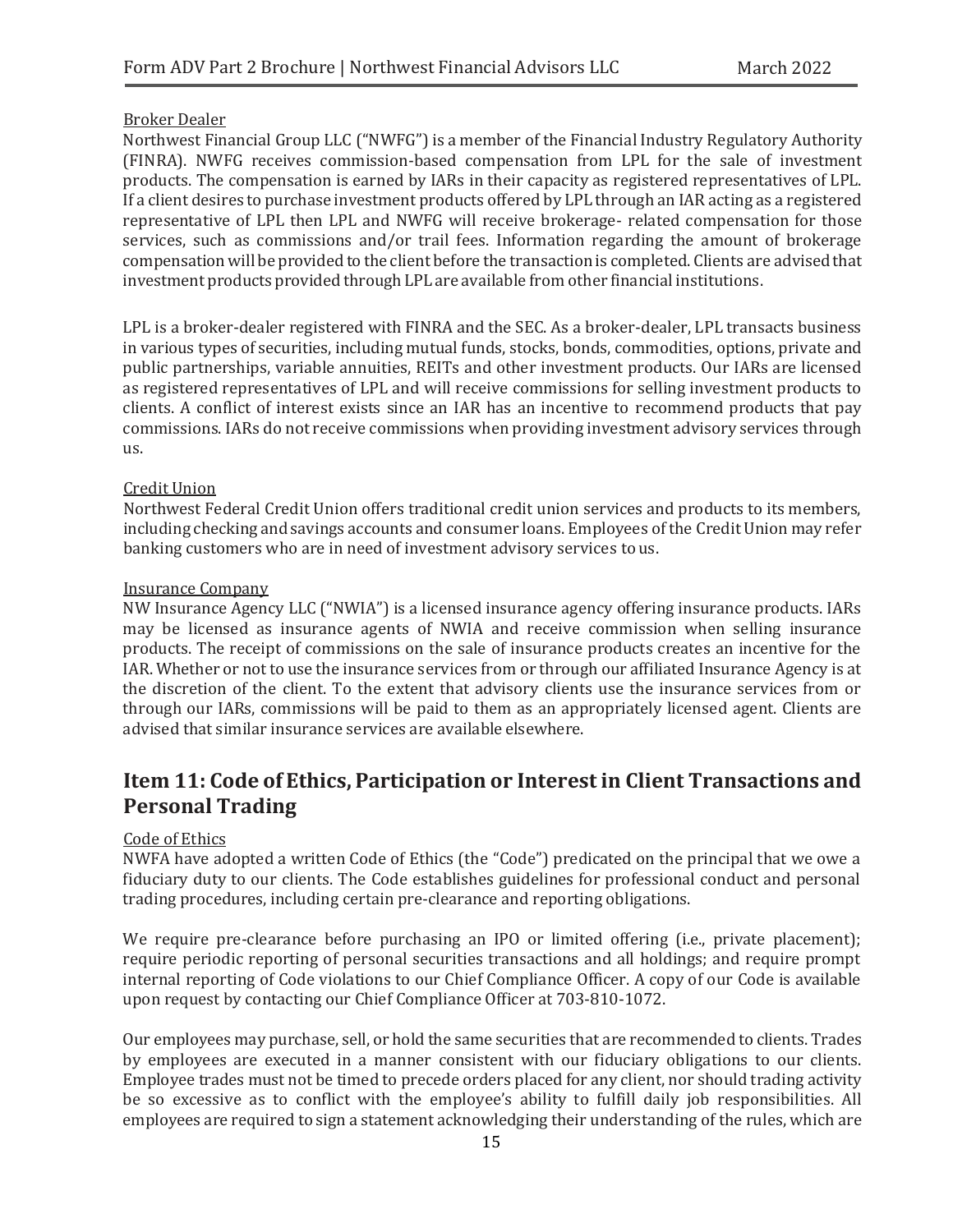Broker Dealer

Northwest Financial Group LLC ("NWFG") is a member of the Financial Industry Regulatory Authority (FINRA). NWFG receives commission-based compensation from LPL for the sale of investment products. The compensation is earned by IARs in their capacity as registered representatives of LPL. If a client desires to purchase investment products offered by LPL through an IAR acting as a registered representative of LPL then LPL and NWFG will receive brokerage- related compensation for those services, such as commissions and/or trail fees. Information regarding the amount of brokerage compensation will be provided to the client before the transaction is completed. Clients are advised that investment products provided through LPL are available from other financial institutions.

LPL is a broker-dealer registered with FINRA and the SEC. As a broker-dealer, LPL transacts business in various types of securities, including mutual funds, stocks, bonds, commodities, options, private and public partnerships, variable annuities, REITs and other investment products. Our IARs are licensed as registered representatives of LPL and will receive commissions for selling investment products to clients. A conflict of interest exists since an IAR has an incentive to recommend products that pay commissions. IARs do not receive commissions when providing investment advisory services through us.

Credit Union

Northwest Federal Credit Union offers traditional credit union services and products to its members, including checking and savings accounts and consumer loans. Employees of the Credit Union may refer banking customers who are in need of investment advisory services to us.

Insurance Company

NW Insurance Agency LLC ("NWIA") is a licensed insurance agency offering insurance products. IARs may be licensed as insurance agents of NWIA and receive commission when selling insurance products. The receipt of commissions on the sale of insurance products creates an incentive for the IAR. Whether or not to use the insurance services from or through our affiliated Insurance Agency is at the discretion of the client. To the extent that advisory clients use the insurance services from or through our IARs, commissions will be paid to them as an appropriately licensed agent. Clients are advised that similar insurance services are available elsewhere.

## Item 11: Code of Ethics, Participation or Interest in Client Transactions and Personal Trading

Code of Ethics

NWFA have adopted a written Code of Ethics (the "Code") predicated on the principal that we owe a fiduciary duty to our clients. The Code establishes guidelines for professional conduct and personal trading procedures, including certain pre-clearance and reporting obligations.

We require pre-clearance before purchasing an IPO or limited offering (i.e., private placement); require periodic reporting of personal securities transactions and all holdings; and require prompt internal reporting of Code violations to our Chief Compliance Officer. A copy of our Code is available upon request by contacting our Chief Compliance Officer at 703-810-1072.

Our employees may purchase, sell, or hold the same securities that are recommended to clients. Trades by employees are executed in a manner consistent with our fiduciary obligations to our clients. Employee trades must not be timed to precede orders placed for any client, nor should trading activity be so excessive as to conflict with the employee's ability to fulfill daily job responsibilities. All employees are required to sign a statement acknowledging their understanding of the rules, which are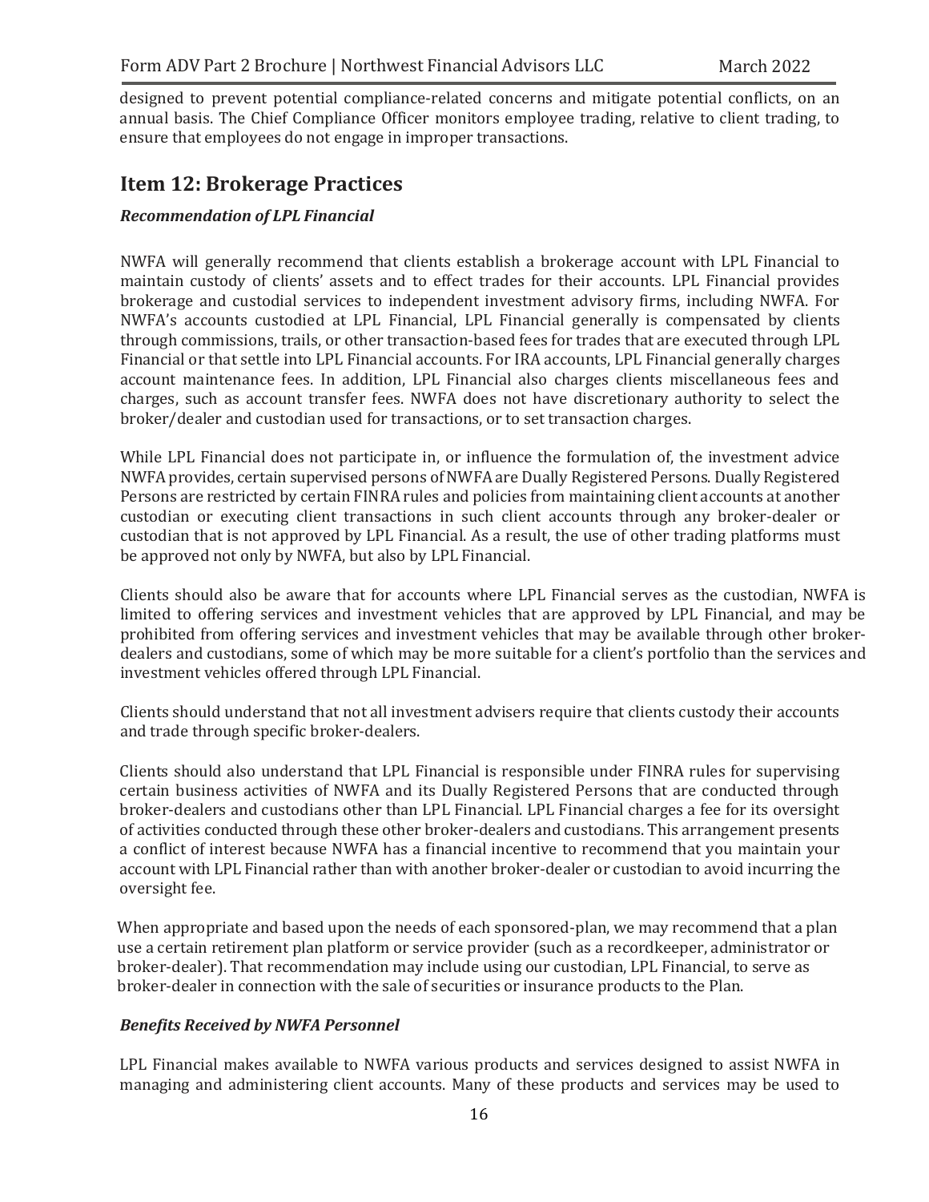designed to prevent potential compliance-related concerns and mitigate potential conflicts, on an annual basis. The Chief Compliance Officer monitors employee trading, relative to client trading, to ensure that employees do not engage in improper transactions.

## Item 12: Brokerage Practices

***Recommendation of LPL Financial***

NWFA will generally recommend that clients establish a brokerage account with LPL Financial to maintain custody of clients' assets and to effect trades for their accounts. LPL Financial provides brokerage and custodial services to independent investment advisory firms, including NWFA. For NWFA's accounts custodied at LPL Financial, LPL Financial generally is compensated by clients through commissions, trails, or other transaction-based fees for trades that are executed through LPL Financial or that settle into LPL Financial accounts. For IRA accounts, LPL Financial generally charges account maintenance fees. In addition, LPL Financial also charges clients miscellaneous fees and charges, such as account transfer fees. NWFA does not have discretionary authority to select the broker/dealer and custodian used for transactions, or to set transaction charges.

While LPL Financial does not participate in, or influence the formulation of, the investment advice NWFA provides, certain supervised persons of NWFA are Dually Registered Persons. Dually Registered Persons are restricted by certain FINRA rules and policies from maintaining client accounts at another custodian or executing client transactions in such client accounts through any broker-dealer or custodian that is not approved by LPL Financial. As a result, the use of other trading platforms must be approved not only by NWFA, but also by LPL Financial.

Clients should also be aware that for accounts where LPL Financial serves as the custodian, NWFA is limited to offering services and investment vehicles that are approved by LPL Financial, and may be prohibited from offering services and investment vehicles that may be available through other broker-dealers and custodians, some of which may be more suitable for a client's portfolio than the services and investment vehicles offered through LPL Financial.

Clients should understand that not all investment advisers require that clients custody their accounts and trade through specific broker-dealers.

Clients should also understand that LPL Financial is responsible under FINRA rules for supervising certain business activities of NWFA and its Dually Registered Persons that are conducted through broker-dealers and custodians other than LPL Financial. LPL Financial charges a fee for its oversight of activities conducted through these other broker-dealers and custodians. This arrangement presents a conflict of interest because NWFA has a financial incentive to recommend that you maintain your account with LPL Financial rather than with another broker-dealer or custodian to avoid incurring the oversight fee.

When appropriate and based upon the needs of each sponsored-plan, we may recommend that a plan use a certain retirement plan platform or service provider (such as a recordkeeper, administrator or broker-dealer). That recommendation may include using our custodian, LPL Financial, to serve as broker-dealer in connection with the sale of securities or insurance products to the Plan.

***Benefits Received by NWFA Personnel***

LPL Financial makes available to NWFA various products and services designed to assist NWFA in managing and administering client accounts. Many of these products and services may be used to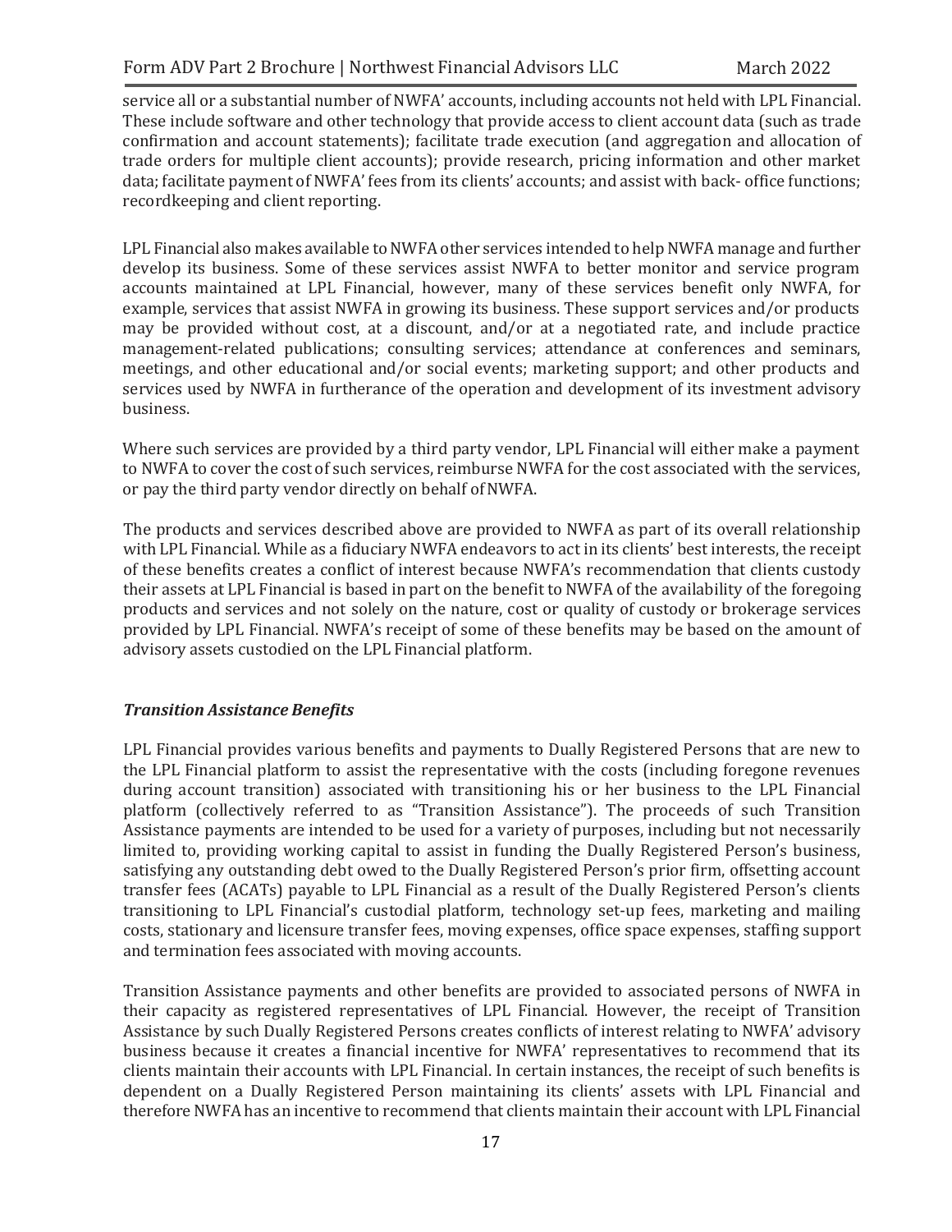service all or a substantial number of NWFA' accounts, including accounts not held with LPL Financial. These include software and other technology that provide access to client account data (such as trade confirmation and account statements); facilitate trade execution (and aggregation and allocation of trade orders for multiple client accounts); provide research, pricing information and other market data; facilitate payment of NWFA' fees from its clients' accounts; and assist with back- office functions; recordkeeping and client reporting.

LPL Financial also makes available to NWFA other services intended to help NWFA manage and further develop its business. Some of these services assist NWFA to better monitor and service program accounts maintained at LPL Financial, however, many of these services benefit only NWFA, for example, services that assist NWFA in growing its business. These support services and/or products may be provided without cost, at a discount, and/or at a negotiated rate, and include practice management-related publications; consulting services; attendance at conferences and seminars, meetings, and other educational and/or social events; marketing support; and other products and services used by NWFA in furtherance of the operation and development of its investment advisory business.

Where such services are provided by a third party vendor, LPL Financial will either make a payment to NWFA to cover the cost of such services, reimburse NWFA for the cost associated with the services, or pay the third party vendor directly on behalf of NWFA.

The products and services described above are provided to NWFA as part of its overall relationship with LPL Financial. While as a fiduciary NWFA endeavors to act in its clients' best interests, the receipt of these benefits creates a conflict of interest because NWFA's recommendation that clients custody their assets at LPL Financial is based in part on the benefit to NWFA of the availability of the foregoing products and services and not solely on the nature, cost or quality of custody or brokerage services provided by LPL Financial. NWFA's receipt of some of these benefits may be based on the amount of advisory assets custodied on the LPL Financial platform.

***Transition Assistance Benefits***

LPL Financial provides various benefits and payments to Dually Registered Persons that are new to the LPL Financial platform to assist the representative with the costs (including foregone revenues during account transition) associated with transitioning his or her business to the LPL Financial platform (collectively referred to as "Transition Assistance"). The proceeds of such Transition Assistance payments are intended to be used for a variety of purposes, including but not necessarily limited to, providing working capital to assist in funding the Dually Registered Person's business, satisfying any outstanding debt owed to the Dually Registered Person's prior firm, offsetting account transfer fees (ACATs) payable to LPL Financial as a result of the Dually Registered Person's clients transitioning to LPL Financial's custodial platform, technology set-up fees, marketing and mailing costs, stationary and licensure transfer fees, moving expenses, office space expenses, staffing support and termination fees associated with moving accounts.

Transition Assistance payments and other benefits are provided to associated persons of NWFA in their capacity as registered representatives of LPL Financial. However, the receipt of Transition Assistance by such Dually Registered Persons creates conflicts of interest relating to NWFA' advisory business because it creates a financial incentive for NWFA' representatives to recommend that its clients maintain their accounts with LPL Financial. In certain instances, the receipt of such benefits is dependent on a Dually Registered Person maintaining its clients' assets with LPL Financial and therefore NWFA has an incentive to recommend that clients maintain their account with LPL Financial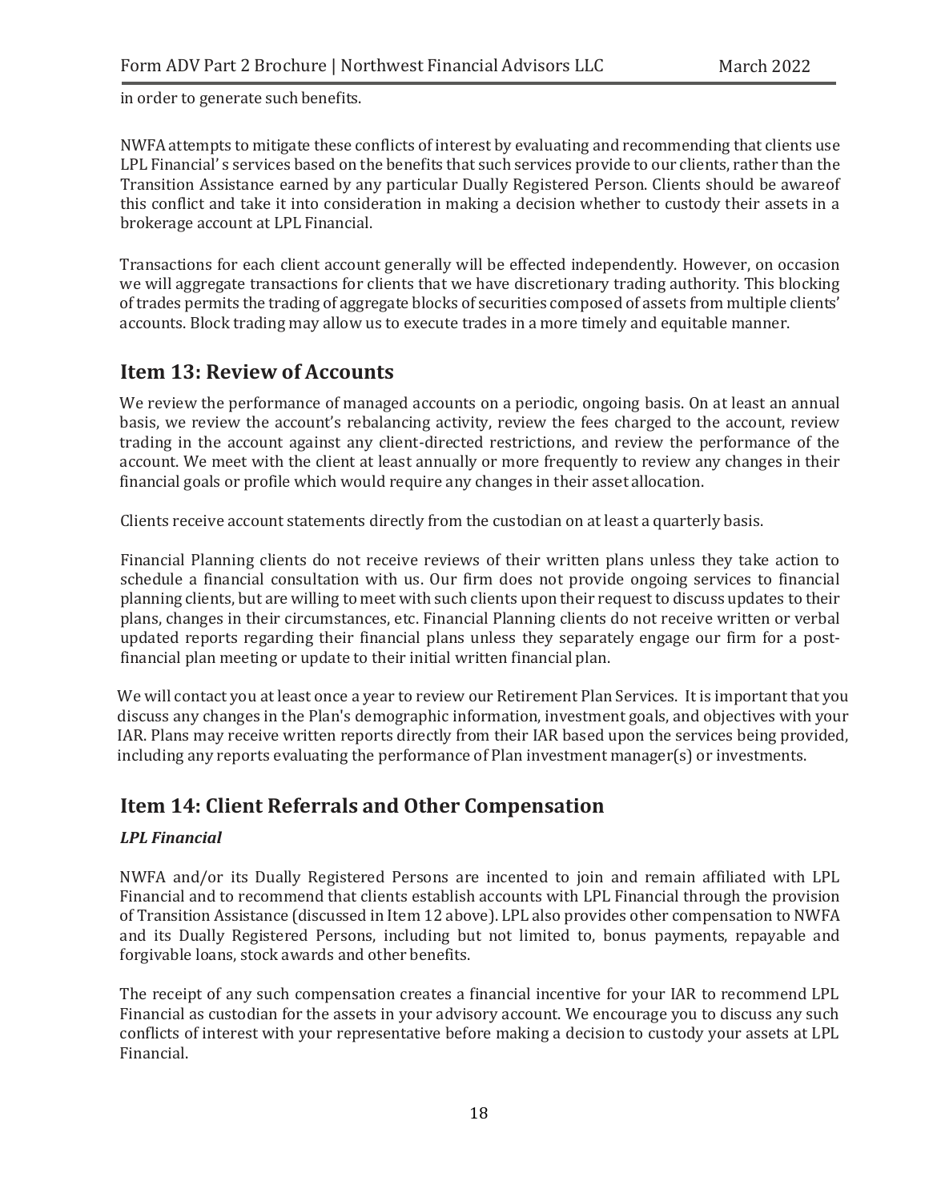in order to generate such benefits.

NWFA attempts to mitigate these conflicts of interest by evaluating and recommending that clients use LPL Financial' s services based on the benefits that such services provide to our clients, rather than the Transition Assistance earned by any particular Dually Registered Person. Clients should be awareof this conflict and take it into consideration in making a decision whether to custody their assets in a brokerage account at LPL Financial.

Transactions for each client account generally will be effected independently. However, on occasion we will aggregate transactions for clients that we have discretionary trading authority. This blocking of trades permits the trading of aggregate blocks of securities composed of assets from multiple clients' accounts. Block trading may allow us to execute trades in a more timely and equitable manner.

## Item 13: Review of Accounts

We review the performance of managed accounts on a periodic, ongoing basis. On at least an annual basis, we review the account's rebalancing activity, review the fees charged to the account, review trading in the account against any client-directed restrictions, and review the performance of the account. We meet with the client at least annually or more frequently to review any changes in their financial goals or profile which would require any changes in their asset allocation.

Clients receive account statements directly from the custodian on at least a quarterly basis.

Financial Planning clients do not receive reviews of their written plans unless they take action to schedule a financial consultation with us. Our firm does not provide ongoing services to financial planning clients, but are willing to meet with such clients upon their request to discuss updates to their plans, changes in their circumstances, etc. Financial Planning clients do not receive written or verbal updated reports regarding their financial plans unless they separately engage our firm for a post-financial plan meeting or update to their initial written financial plan.

We will contact you at least once a year to review our Retirement Plan Services. It is important that you discuss any changes in the Plan's demographic information, investment goals, and objectives with your IAR. Plans may receive written reports directly from their IAR based upon the services being provided, including any reports evaluating the performance of Plan investment manager(s) or investments.

## Item 14: Client Referrals and Other Compensation

***LPL Financial***

NWFA and/or its Dually Registered Persons are incented to join and remain affiliated with LPL Financial and to recommend that clients establish accounts with LPL Financial through the provision of Transition Assistance (discussed in Item 12 above). LPL also provides other compensation to NWFA and its Dually Registered Persons, including but not limited to, bonus payments, repayable and forgivable loans, stock awards and other benefits.

The receipt of any such compensation creates a financial incentive for your IAR to recommend LPL Financial as custodian for the assets in your advisory account. We encourage you to discuss any such conflicts of interest with your representative before making a decision to custody your assets at LPL Financial.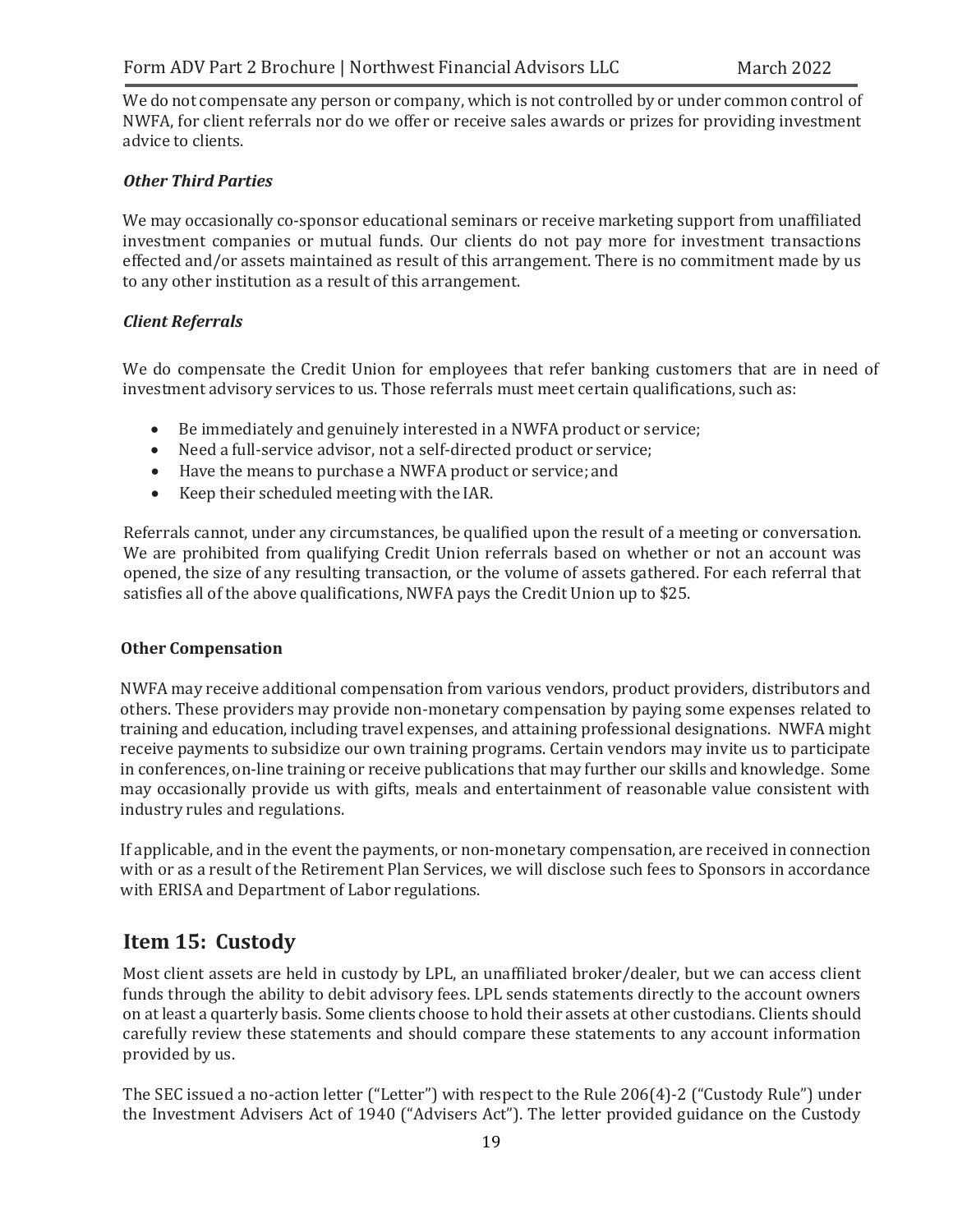We do not compensate any person or company, which is not controlled by or under common control of NWFA, for client referrals nor do we offer or receive sales awards or prizes for providing investment advice to clients.

***Other Third Parties***

We may occasionally co-sponsor educational seminars or receive marketing support from unaffiliated investment companies or mutual funds. Our clients do not pay more for investment transactions effected and/or assets maintained as result of this arrangement. There is no commitment made by us to any other institution as a result of this arrangement.

***Client Referrals***

We do compensate the Credit Union for employees that refer banking customers that are in need of investment advisory services to us. Those referrals must meet certain qualifications, such as:

- Be immediately and genuinely interested in a NWFA product or service;
- Need a full-service advisor, not a self-directed product or service;
- Have the means to purchase a NWFA product or service; and
- Keep their scheduled meeting with the IAR.

Referrals cannot, under any circumstances, be qualified upon the result of a meeting or conversation. We are prohibited from qualifying Credit Union referrals based on whether or not an account was opened, the size of any resulting transaction, or the volume of assets gathered. For each referral that satisfies all of the above qualifications, NWFA pays the Credit Union up to $25.

**Other Compensation**

NWFA may receive additional compensation from various vendors, product providers, distributors and others. These providers may provide non-monetary compensation by paying some expenses related to training and education, including travel expenses, and attaining professional designations. NWFA might receive payments to subsidize our own training programs. Certain vendors may invite us to participate in conferences, on-line training or receive publications that may further our skills and knowledge. Some may occasionally provide us with gifts, meals and entertainment of reasonable value consistent with industry rules and regulations.

If applicable, and in the event the payments, or non-monetary compensation, are received in connection with or as a result of the Retirement Plan Services, we will disclose such fees to Sponsors in accordance with ERISA and Department of Labor regulations.

## Item 15: Custody

Most client assets are held in custody by LPL, an unaffiliated broker/dealer, but we can access client funds through the ability to debit advisory fees. LPL sends statements directly to the account owners on at least a quarterly basis. Some clients choose to hold their assets at other custodians. Clients should carefully review these statements and should compare these statements to any account information provided by us.

The SEC issued a no-action letter ("Letter") with respect to the Rule 206(4)-2 ("Custody Rule") under the Investment Advisers Act of 1940 ("Advisers Act"). The letter provided guidance on the Custody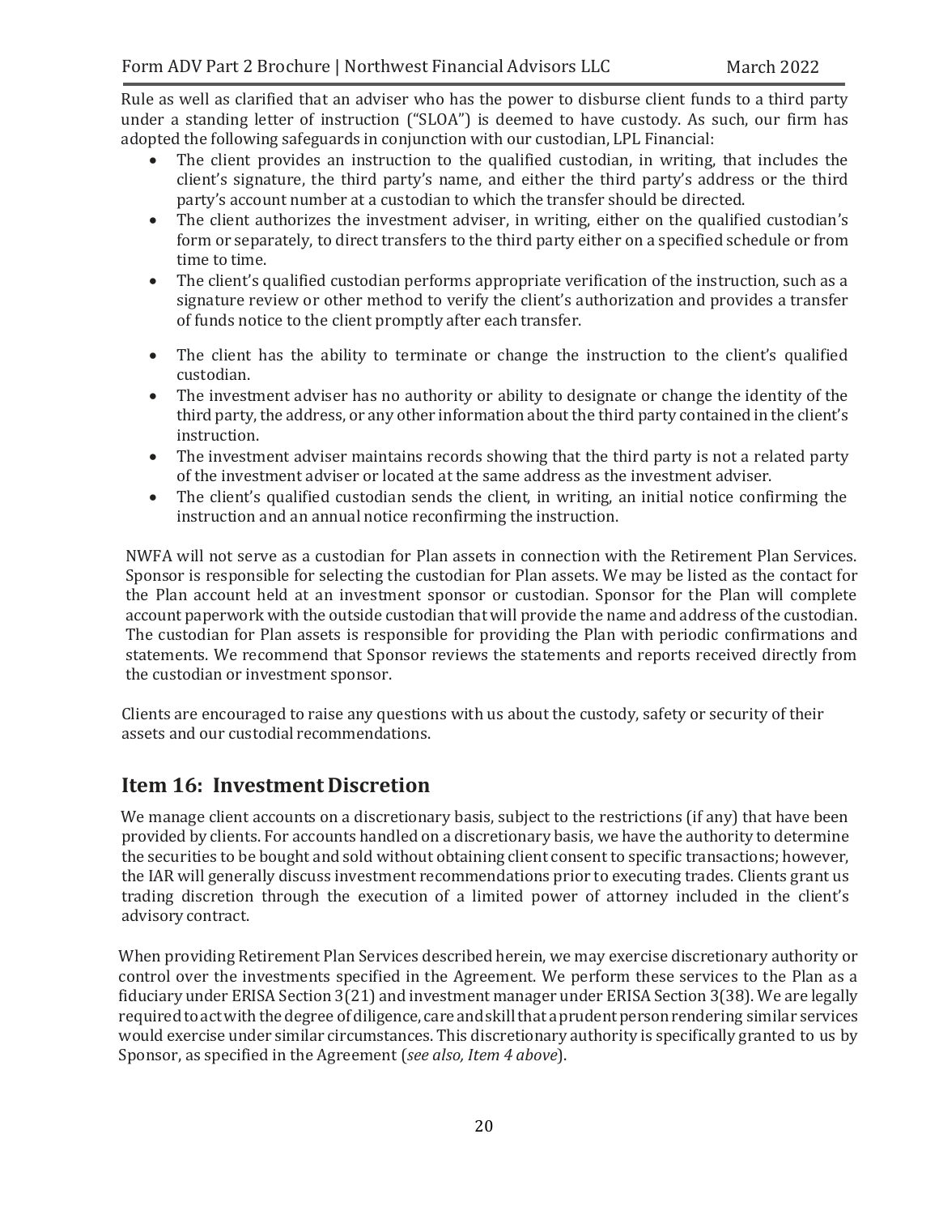Rule as well as clarified that an adviser who has the power to disburse client funds to a third party under a standing letter of instruction ("SLOA") is deemed to have custody. As such, our firm has adopted the following safeguards in conjunction with our custodian, LPL Financial:

- The client provides an instruction to the qualified custodian, in writing, that includes the client's signature, the third party's name, and either the third party's address or the third party's account number at a custodian to which the transfer should be directed.
- The client authorizes the investment adviser, in writing, either on the qualified custodian's form or separately, to direct transfers to the third party either on a specified schedule or from time to time.
- The client's qualified custodian performs appropriate verification of the instruction, such as a signature review or other method to verify the client's authorization and provides a transfer of funds notice to the client promptly after each transfer.
- The client has the ability to terminate or change the instruction to the client's qualified custodian.
- The investment adviser has no authority or ability to designate or change the identity of the third party, the address, or any other information about the third party contained in the client's instruction.
- The investment adviser maintains records showing that the third party is not a related party of the investment adviser or located at the same address as the investment adviser.
- The client's qualified custodian sends the client, in writing, an initial notice confirming the instruction and an annual notice reconfirming the instruction.

NWFA will not serve as a custodian for Plan assets in connection with the Retirement Plan Services. Sponsor is responsible for selecting the custodian for Plan assets. We may be listed as the contact for the Plan account held at an investment sponsor or custodian. Sponsor for the Plan will complete account paperwork with the outside custodian that will provide the name and address of the custodian. The custodian for Plan assets is responsible for providing the Plan with periodic confirmations and statements. We recommend that Sponsor reviews the statements and reports received directly from the custodian or investment sponsor.

Clients are encouraged to raise any questions with us about the custody, safety or security of their assets and our custodial recommendations.

## Item 16: Investment Discretion

We manage client accounts on a discretionary basis, subject to the restrictions (if any) that have been provided by clients. For accounts handled on a discretionary basis, we have the authority to determine the securities to be bought and sold without obtaining client consent to specific transactions; however, the IAR will generally discuss investment recommendations prior to executing trades. Clients grant us trading discretion through the execution of a limited power of attorney included in the client's advisory contract.

When providing Retirement Plan Services described herein, we may exercise discretionary authority or control over the investments specified in the Agreement. We perform these services to the Plan as a fiduciary under ERISA Section 3(21) and investment manager under ERISA Section 3(38). We are legally required to act with the degree of diligence, care and skill that a prudent person rendering similar services would exercise under similar circumstances. This discretionary authority is specifically granted to us by Sponsor, as specified in the Agreement (*see also, Item 4 above*).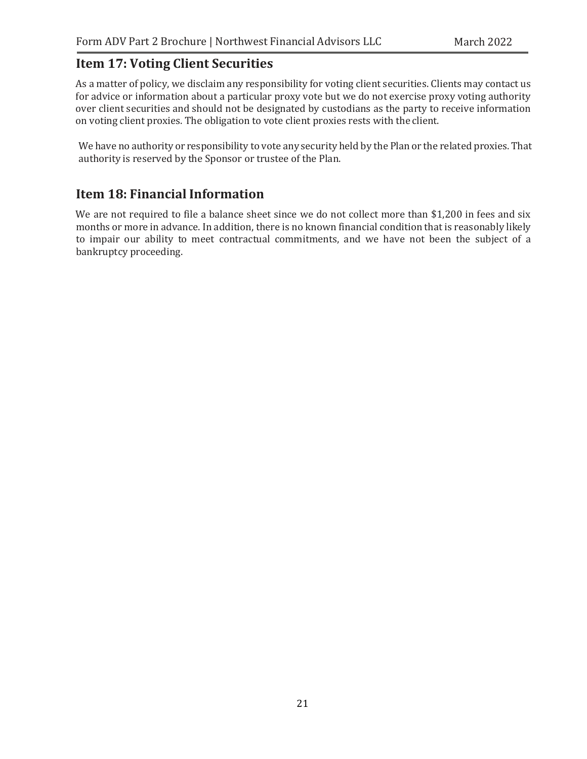## Item 17: Voting Client Securities

As a matter of policy, we disclaim any responsibility for voting client securities. Clients may contact us for advice or information about a particular proxy vote but we do not exercise proxy voting authority over client securities and should not be designated by custodians as the party to receive information on voting client proxies. The obligation to vote client proxies rests with the client.

We have no authority or responsibility to vote any security held by the Plan or the related proxies. That authority is reserved by the Sponsor or trustee of the Plan.

## Item 18: Financial Information

We are not required to file a balance sheet since we do not collect more than $1,200 in fees and six months or more in advance. In addition, there is no known financial condition that is reasonably likely to impair our ability to meet contractual commitments, and we have not been the subject of a bankruptcy proceeding.